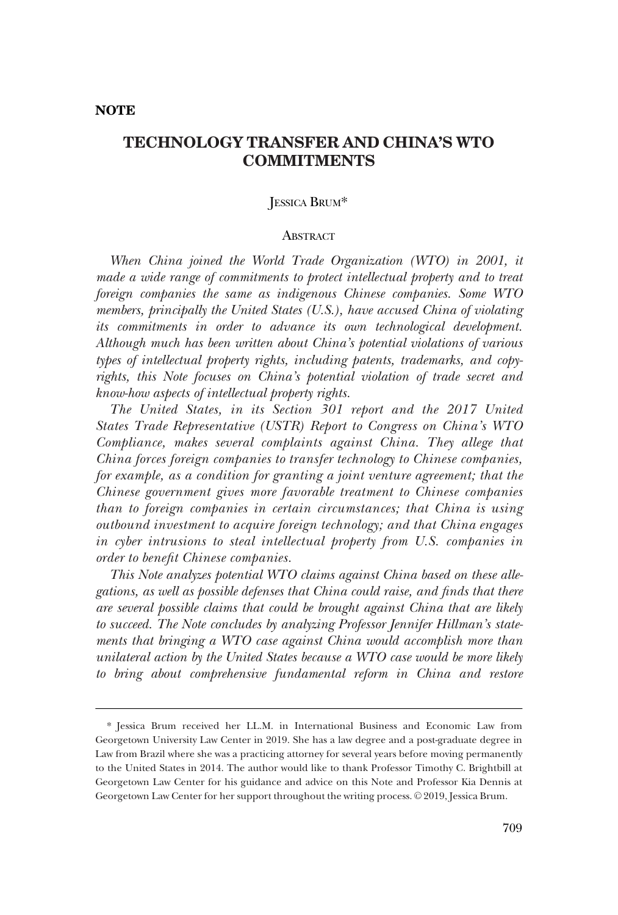**NOTE**

# TECHNOLOGY TRANSFER AND CHINA'S WTO COMMITMENTS

JESSICA BRUM*

## ABSTRACT

*When China joined the World Trade Organization (WTO) in 2001, it made a wide range of commitments to protect intellectual property and to treat foreign companies the same as indigenous Chinese companies. Some WTO members, principally the United States (U.S.), have accused China of violating its commitments in order to advance its own technological development. Although much has been written about China's potential violations of various types of intellectual property rights, including patents, trademarks, and copyrights, this Note focuses on China's potential violation of trade secret and know-how aspects of intellectual property rights.*

*The United States, in its Section 301 report and the 2017 United States Trade Representative (USTR) Report to Congress on China's WTO Compliance, makes several complaints against China. They allege that China forces foreign companies to transfer technology to Chinese companies, for example, as a condition for granting a joint venture agreement; that the Chinese government gives more favorable treatment to Chinese companies than to foreign companies in certain circumstances; that China is using outbound investment to acquire foreign technology; and that China engages in cyber intrusions to steal intellectual property from U.S. companies in order to benefit Chinese companies.*

*This Note analyzes potential WTO claims against China based on these allegations, as well as possible defenses that China could raise, and finds that there are several possible claims that could be brought against China that are likely to succeed. The Note concludes by analyzing Professor Jennifer Hillman's statements that bringing a WTO case against China would accomplish more than unilateral action by the United States because a WTO case would be more likely to bring about comprehensive fundamental reform in China and restore*

---

\* Jessica Brum received her LL.M. in International Business and Economic Law from Georgetown University Law Center in 2019. She has a law degree and a post-graduate degree in Law from Brazil where she was a practicing attorney for several years before moving permanently to the United States in 2014. The author would like to thank Professor Timothy C. Brightbill at Georgetown Law Center for his guidance and advice on this Note and Professor Kia Dennis at Georgetown Law Center for her support throughout the writing process. © 2019, Jessica Brum.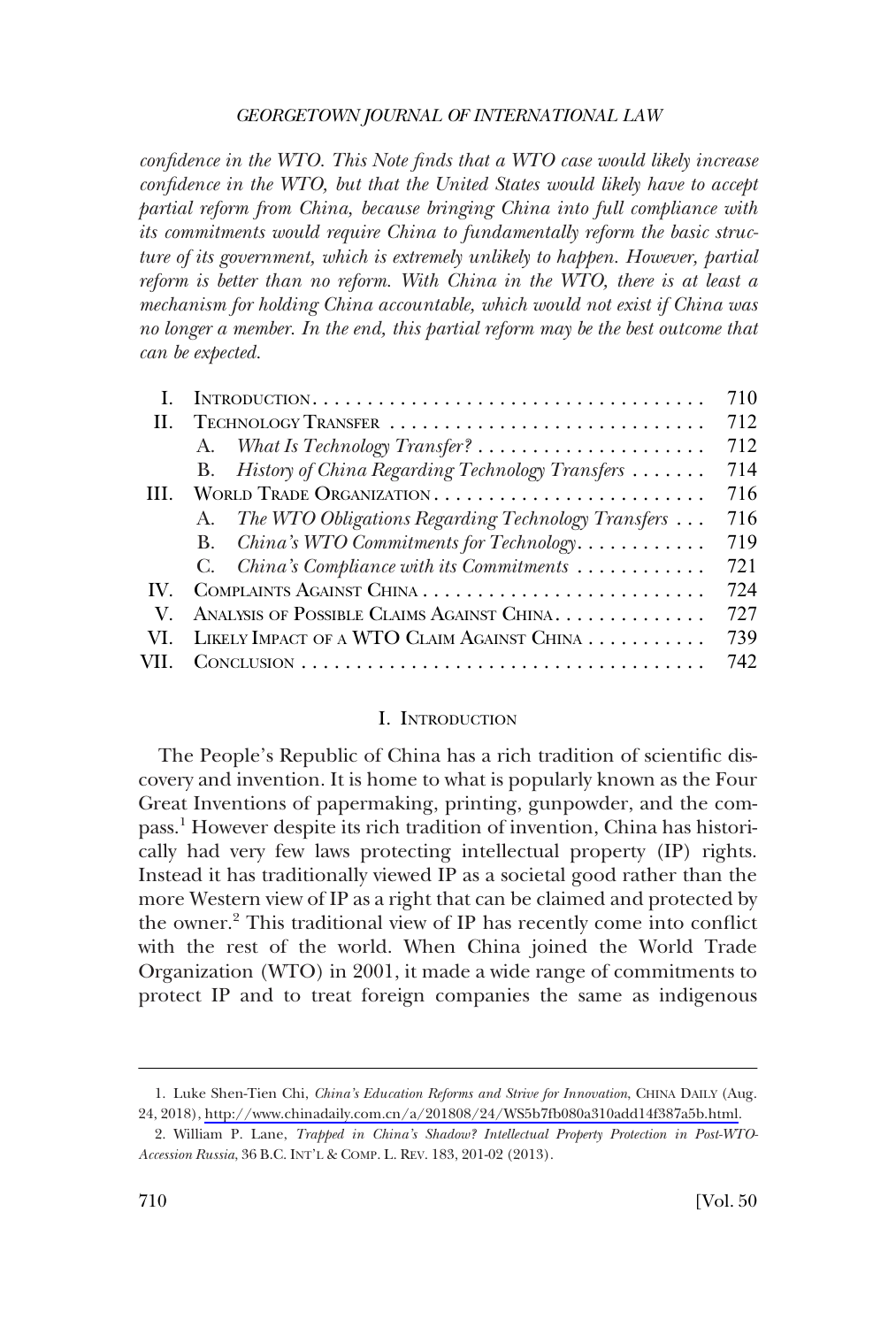*confidence in the WTO. This Note finds that a WTO case would likely increase confidence in the WTO, but that the United States would likely have to accept partial reform from China, because bringing China into full compliance with its commitments would require China to fundamentally reform the basic structure of its government, which is extremely unlikely to happen. However, partial reform is better than no reform. With China in the WTO, there is at least a mechanism for holding China accountable, which would not exist if China was no longer a member. In the end, this partial reform may be the best outcome that can be expected.*

| | | |
|---|---|---|
| I. | INTRODUCTION | 710 |
| II. | TECHNOLOGY TRANSFER | 712 |
| | A. *What Is Technology Transfer?* | 712 |
| | B. *History of China Regarding Technology Transfers* | 714 |
| III. | WORLD TRADE ORGANIZATION | 716 |
| | A. *The WTO Obligations Regarding Technology Transfers* | 716 |
| | B. *China's WTO Commitments for Technology* | 719 |
| | C. *China's Compliance with its Commitments* | 721 |
| IV. | COMPLAINTS AGAINST CHINA | 724 |
| V. | ANALYSIS OF POSSIBLE CLAIMS AGAINST CHINA | 727 |
| VI. | LIKELY IMPACT OF A WTO CLAIM AGAINST CHINA | 739 |
| VII. | CONCLUSION | 742 |

## I. INTRODUCTION

The People's Republic of China has a rich tradition of scientific discovery and invention. It is home to what is popularly known as the Four Great Inventions of papermaking, printing, gunpowder, and the compass.[1] However despite its rich tradition of invention, China has historically had very few laws protecting intellectual property (IP) rights. Instead it has traditionally viewed IP as a societal good rather than the more Western view of IP as a right that can be claimed and protected by the owner.[2] This traditional view of IP has recently come into conflict with the rest of the world. When China joined the World Trade Organization (WTO) in 2001, it made a wide range of commitments to protect IP and to treat foreign companies the same as indigenous

1. Luke Shen-Tien Chi, *China's Education Reforms and Strive for Innovation*, CHINA DAILY (Aug. 24, 2018), http://www.chinadaily.com.cn/a/201808/24/WS5b7fb080a310add14f387a5b.html.

2. William P. Lane, *Trapped in China's Shadow? Intellectual Property Protection in Post-WTO-Accession Russia*, 36 B.C. INT'L & COMP. L. REV. 183, 201-02 (2013).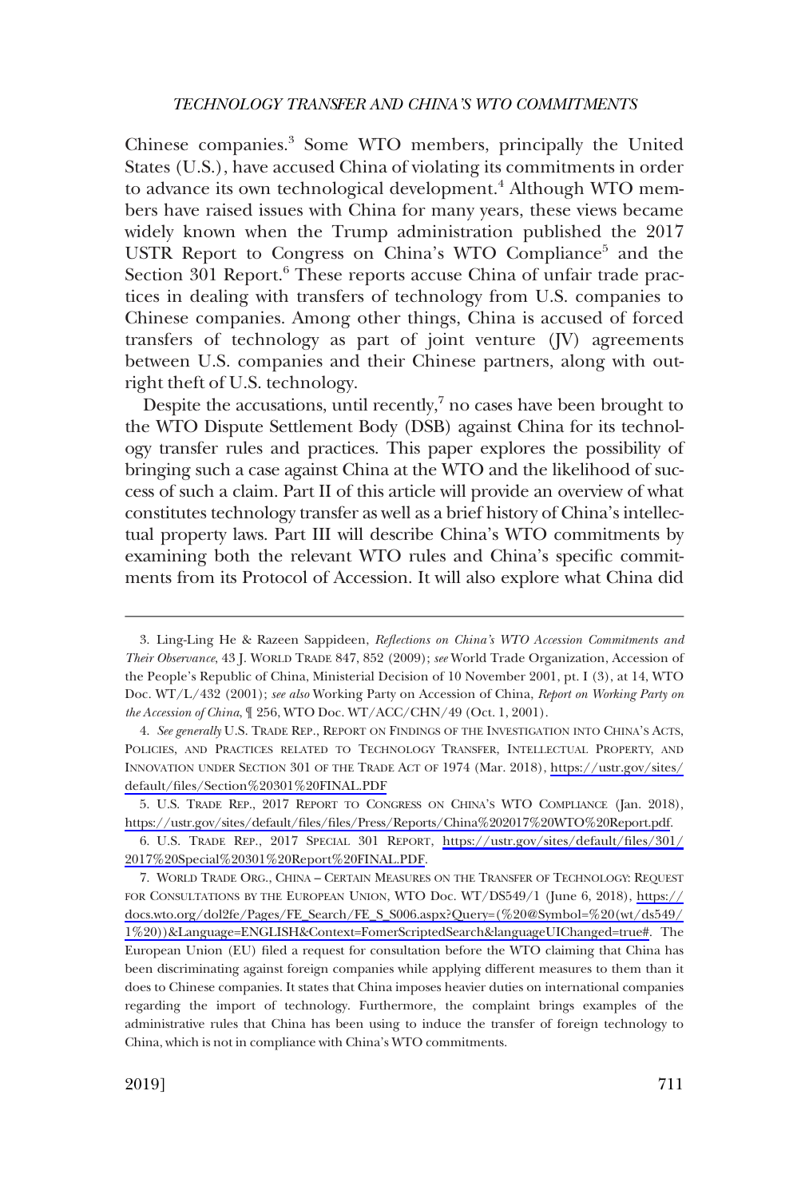Chinese companies.[3] Some WTO members, principally the United States (U.S.), have accused China of violating its commitments in order to advance its own technological development.[4] Although WTO members have raised issues with China for many years, these views became widely known when the Trump administration published the 2017 USTR Report to Congress on China's WTO Compliance[5] and the Section 301 Report.[6] These reports accuse China of unfair trade practices in dealing with transfers of technology from U.S. companies to Chinese companies. Among other things, China is accused of forced transfers of technology as part of joint venture (JV) agreements between U.S. companies and their Chinese partners, along with outright theft of U.S. technology.

Despite the accusations, until recently,[7] no cases have been brought to the WTO Dispute Settlement Body (DSB) against China for its technology transfer rules and practices. This paper explores the possibility of bringing such a case against China at the WTO and the likelihood of success of such a claim. Part II of this article will provide an overview of what constitutes technology transfer as well as a brief history of China's intellectual property laws. Part III will describe China's WTO commitments by examining both the relevant WTO rules and China's specific commitments from its Protocol of Accession. It will also explore what China did

---

3. Ling-Ling He & Razeen Sappideen, *Reflections on China's WTO Accession Commitments and Their Observance*, 43 J. WORLD TRADE 847, 852 (2009); *see* World Trade Organization, Accession of the People's Republic of China, Ministerial Decision of 10 November 2001, pt. I (3), at 14, WTO Doc. WT/L/432 (2001); *see also* Working Party on Accession of China, *Report on Working Party on the Accession of China*, ¶ 256, WTO Doc. WT/ACC/CHN/49 (Oct. 1, 2001).

4. *See generally* U.S. TRADE REP., REPORT ON FINDINGS OF THE INVESTIGATION INTO CHINA'S ACTS, POLICIES, AND PRACTICES RELATED TO TECHNOLOGY TRANSFER, INTELLECTUAL PROPERTY, AND INNOVATION UNDER SECTION 301 OF THE TRADE ACT OF 1974 (Mar. 2018), https://ustr.gov/sites/default/files/Section%20301%20FINAL.PDF

5. U.S. TRADE REP., 2017 REPORT TO CONGRESS ON CHINA'S WTO COMPLIANCE (Jan. 2018), https://ustr.gov/sites/default/files/files/Press/Reports/China%202017%20WTO%20Report.pdf.

6. U.S. TRADE REP., 2017 SPECIAL 301 REPORT, https://ustr.gov/sites/default/files/301/2017%20Special%20301%20Report%20FINAL.PDF.

7. WORLD TRADE ORG., CHINA – CERTAIN MEASURES ON THE TRANSFER OF TECHNOLOGY: REQUEST FOR CONSULTATIONS BY THE EUROPEAN UNION, WTO Doc. WT/DS549/1 (June 6, 2018), https://docs.wto.org/dol2fe/Pages/FE_Search/FE_S_S006.aspx?Query=(%20@Symbol=%20(wt/ds549/1%20))&Language=ENGLISH&Context=FomerScriptedSearch&languageUIChanged=true#. The European Union (EU) filed a request for consultation before the WTO claiming that China has been discriminating against foreign companies while applying different measures to them than it does to Chinese companies. It states that China imposes heavier duties on international companies regarding the import of technology. Furthermore, the complaint brings examples of the administrative rules that China has been using to induce the transfer of foreign technology to China, which is not in compliance with China's WTO commitments.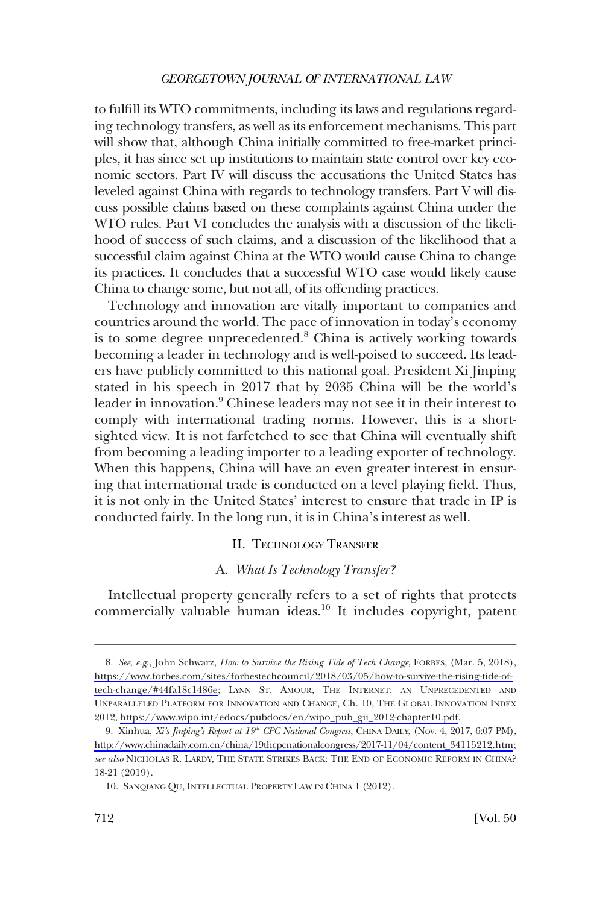to fulfill its WTO commitments, including its laws and regulations regarding technology transfers, as well as its enforcement mechanisms. This part will show that, although China initially committed to free-market principles, it has since set up institutions to maintain state control over key economic sectors. Part IV will discuss the accusations the United States has leveled against China with regards to technology transfers. Part V will discuss possible claims based on these complaints against China under the WTO rules. Part VI concludes the analysis with a discussion of the likelihood of success of such claims, and a discussion of the likelihood that a successful claim against China at the WTO would cause China to change its practices. It concludes that a successful WTO case would likely cause China to change some, but not all, of its offending practices.

Technology and innovation are vitally important to companies and countries around the world. The pace of innovation in today's economy is to some degree unprecedented.[8] China is actively working towards becoming a leader in technology and is well-poised to succeed. Its leaders have publicly committed to this national goal. President Xi Jinping stated in his speech in 2017 that by 2035 China will be the world's leader in innovation.[9] Chinese leaders may not see it in their interest to comply with international trading norms. However, this is a short-sighted view. It is not farfetched to see that China will eventually shift from becoming a leading importer to a leading exporter of technology. When this happens, China will have an even greater interest in ensuring that international trade is conducted on a level playing field. Thus, it is not only in the United States' interest to ensure that trade in IP is conducted fairly. In the long run, it is in China's interest as well.

## II. Technology Transfer

### A. *What Is Technology Transfer?*

Intellectual property generally refers to a set of rights that protects commercially valuable human ideas.[10] It includes copyright, patent

---

8. *See, e.g.*, John Schwarz, *How to Survive the Rising Tide of Tech Change*, FORBES, (Mar. 5, 2018), https://www.forbes.com/sites/forbestechcouncil/2018/03/05/how-to-survive-the-rising-tide-of-tech-change/#44fa18c1486e; LYNN ST. AMOUR, THE INTERNET: AN UNPRECEDENTED AND UNPARALLELED PLATFORM FOR INNOVATION AND CHANGE, Ch. 10, THE GLOBAL INNOVATION INDEX 2012, https://www.wipo.int/edocs/pubdocs/en/wipo_pub_gii_2012-chapter10.pdf.

9. Xinhua, *Xi's Jinping's Report at 19th CPC National Congress*, CHINA DAILY, (Nov. 4, 2017, 6:07 PM), http://www.chinadaily.com.cn/china/19thcpcnationalcongress/2017-11/04/content_34115212.htm; *see also* NICHOLAS R. LARDY, THE STATE STRIKES BACK: THE END OF ECONOMIC REFORM IN CHINA? 18-21 (2019).

10. SANQIANG QU, INTELLECTUAL PROPERTY LAW IN CHINA 1 (2012).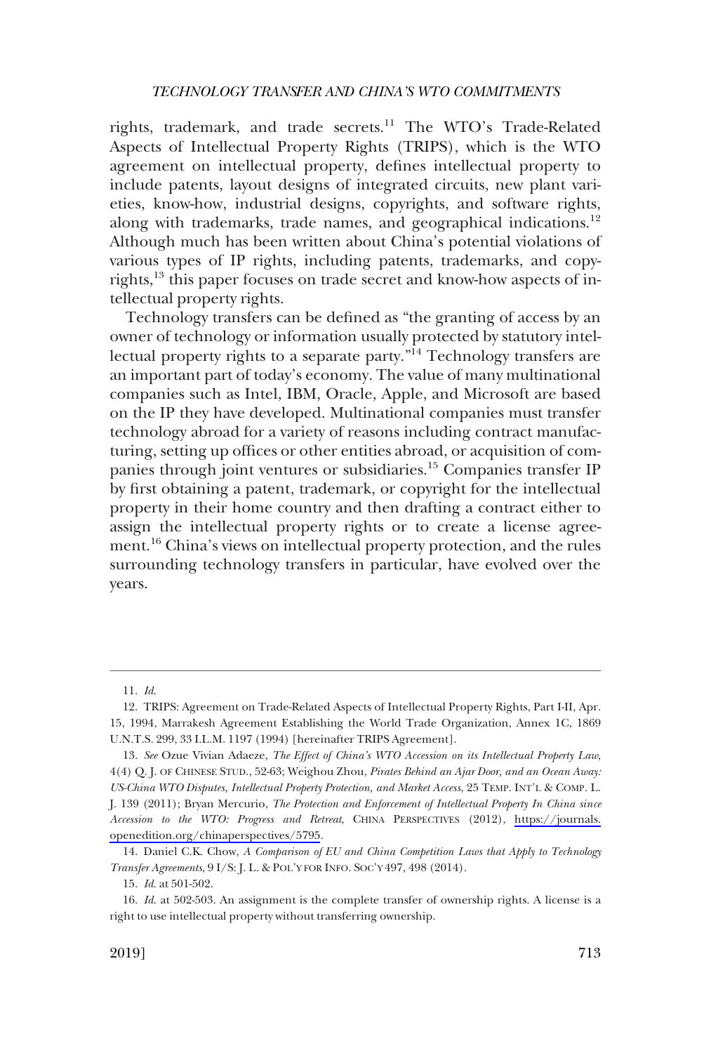rights, trademark, and trade secrets.[11] The WTO's Trade-Related Aspects of Intellectual Property Rights (TRIPS), which is the WTO agreement on intellectual property, defines intellectual property to include patents, layout designs of integrated circuits, new plant varieties, know-how, industrial designs, copyrights, and software rights, along with trademarks, trade names, and geographical indications.[12] Although much has been written about China's potential violations of various types of IP rights, including patents, trademarks, and copyrights,[13] this paper focuses on trade secret and know-how aspects of intellectual property rights.

Technology transfers can be defined as "the granting of access by an owner of technology or information usually protected by statutory intellectual property rights to a separate party."[14] Technology transfers are an important part of today's economy. The value of many multinational companies such as Intel, IBM, Oracle, Apple, and Microsoft are based on the IP they have developed. Multinational companies must transfer technology abroad for a variety of reasons including contract manufacturing, setting up offices or other entities abroad, or acquisition of companies through joint ventures or subsidiaries.[15] Companies transfer IP by first obtaining a patent, trademark, or copyright for the intellectual property in their home country and then drafting a contract either to assign the intellectual property rights or to create a license agreement.[16] China's views on intellectual property protection, and the rules surrounding technology transfers in particular, have evolved over the years.

---

11. *Id.*

12. TRIPS: Agreement on Trade-Related Aspects of Intellectual Property Rights, Part I-II, Apr. 15, 1994, Marrakesh Agreement Establishing the World Trade Organization, Annex 1C, 1869 U.N.T.S. 299, 33 I.L.M. 1197 (1994) [hereinafter TRIPS Agreement].

13. *See* Ozue Vivian Adaeze, *The Effect of China's WTO Accession on its Intellectual Property Law*, 4(4) Q. J. OF CHINESE STUD., 52-63; Weighou Zhou, *Pirates Behind an Ajar Door, and an Ocean Away: US-China WTO Disputes, Intellectual Property Protection, and Market Access*, 25 TEMP. INT'L & COMP. L. J. 139 (2011); Bryan Mercurio, *The Protection and Enforcement of Intellectual Property In China since Accession to the WTO: Progress and Retreat*, CHINA PERSPECTIVES (2012), https://journals.openedition.org/chinaperspectives/5795.

14. Daniel C.K. Chow, *A Comparison of EU and China Competition Laws that Apply to Technology Transfer Agreements*, 9 I/S: J. L. & POL'Y FOR INFO. SOC'Y 497, 498 (2014).

15. *Id.* at 501-502.

16. *Id.* at 502-503. An assignment is the complete transfer of ownership rights. A license is a right to use intellectual property without transferring ownership.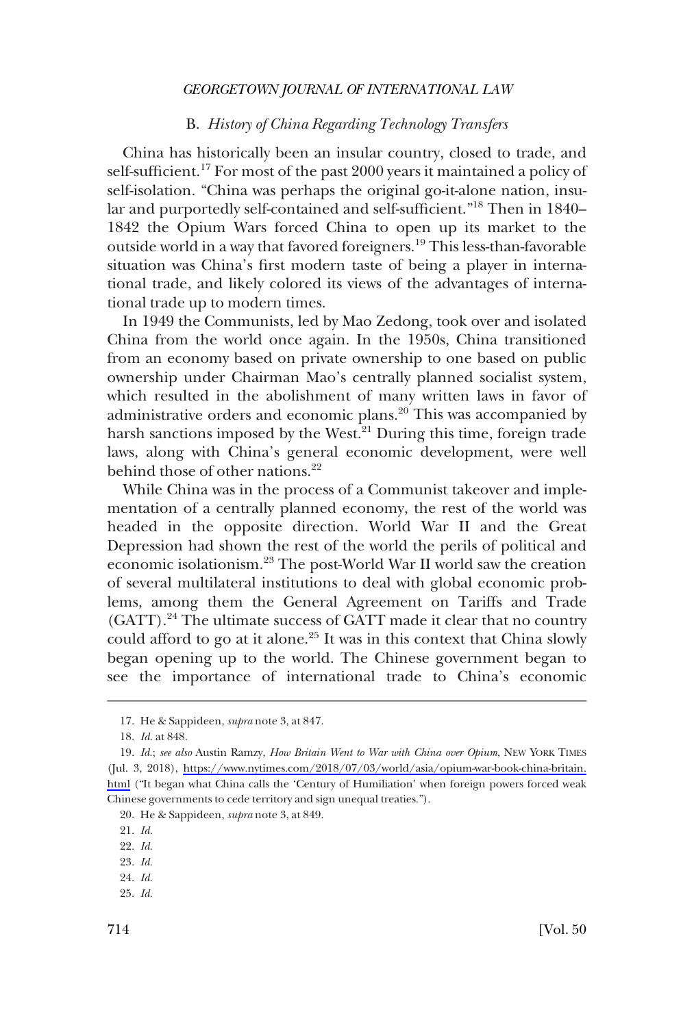### B. *History of China Regarding Technology Transfers*

China has historically been an insular country, closed to trade, and self-sufficient.[17] For most of the past 2000 years it maintained a policy of self-isolation. "China was perhaps the original go-it-alone nation, insular and purportedly self-contained and self-sufficient."[18] Then in 1840–1842 the Opium Wars forced China to open up its market to the outside world in a way that favored foreigners.[19] This less-than-favorable situation was China's first modern taste of being a player in international trade, and likely colored its views of the advantages of international trade up to modern times.

In 1949 the Communists, led by Mao Zedong, took over and isolated China from the world once again. In the 1950s, China transitioned from an economy based on private ownership to one based on public ownership under Chairman Mao's centrally planned socialist system, which resulted in the abolishment of many written laws in favor of administrative orders and economic plans.[20] This was accompanied by harsh sanctions imposed by the West.[21] During this time, foreign trade laws, along with China's general economic development, were well behind those of other nations.[22]

While China was in the process of a Communist takeover and implementation of a centrally planned economy, the rest of the world was headed in the opposite direction. World War II and the Great Depression had shown the rest of the world the perils of political and economic isolationism.[23] The post-World War II world saw the creation of several multilateral institutions to deal with global economic problems, among them the General Agreement on Tariffs and Trade (GATT).[24] The ultimate success of GATT made it clear that no country could afford to go at it alone.[25] It was in this context that China slowly began opening up to the world. The Chinese government began to see the importance of international trade to China's economic

---

17. He & Sappideen, *supra* note 3, at 847.

18. *Id.* at 848.

19. *Id.*; *see also* Austin Ramzy, *How Britain Went to War with China over Opium*, NEW YORK TIMES (Jul. 3, 2018), https://www.nytimes.com/2018/07/03/world/asia/opium-war-book-china-britain.html ("It began what China calls the 'Century of Humiliation' when foreign powers forced weak Chinese governments to cede territory and sign unequal treaties.").

20. He & Sappideen, *supra* note 3, at 849.

21. *Id.*

22. *Id.*

23. *Id.*

24. *Id.*

25. *Id.*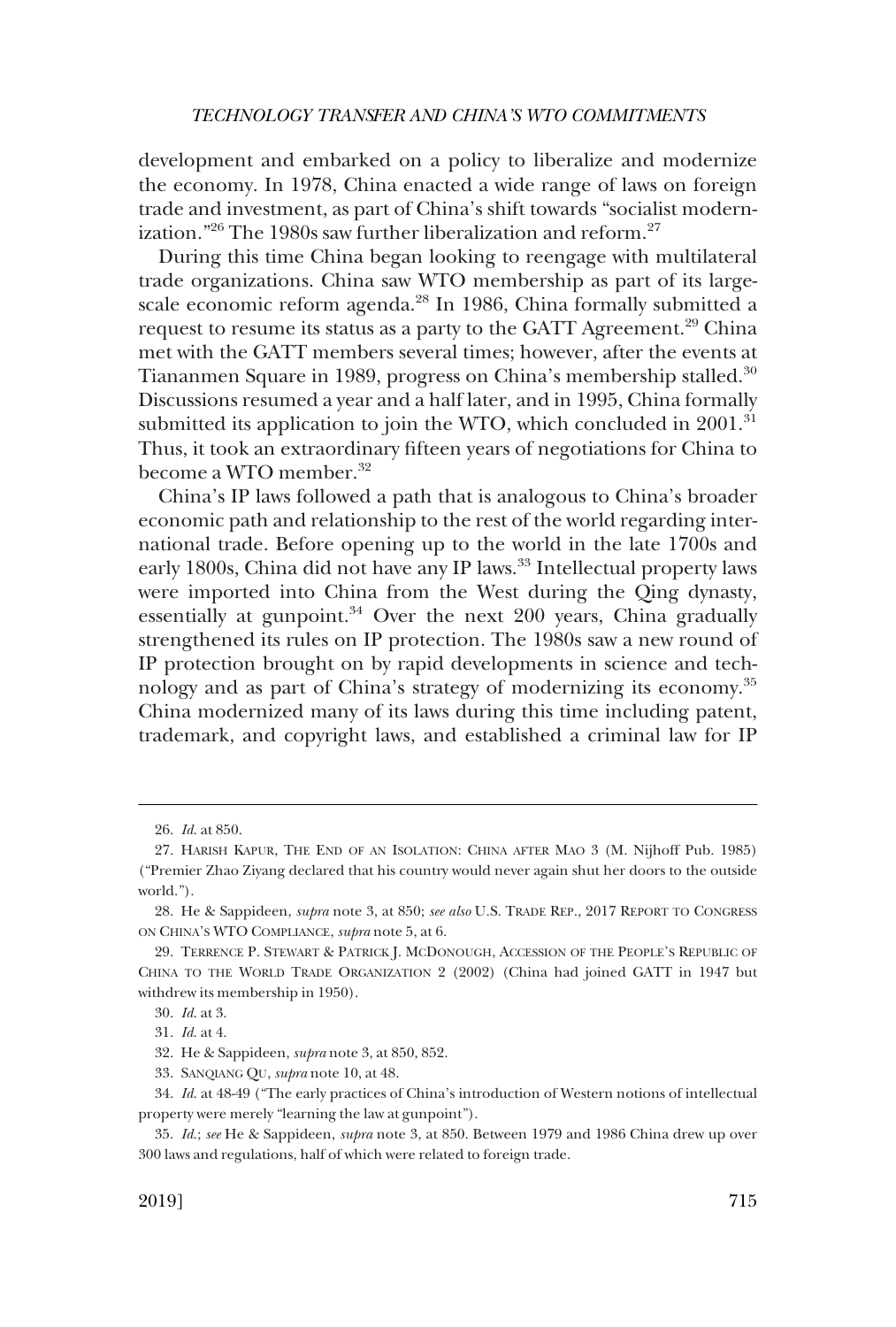development and embarked on a policy to liberalize and modernize the economy. In 1978, China enacted a wide range of laws on foreign trade and investment, as part of China's shift towards "socialist modernization."[26] The 1980s saw further liberalization and reform.[27]

During this time China began looking to reengage with multilateral trade organizations. China saw WTO membership as part of its large-scale economic reform agenda.[28] In 1986, China formally submitted a request to resume its status as a party to the GATT Agreement.[29] China met with the GATT members several times; however, after the events at Tiananmen Square in 1989, progress on China's membership stalled.[30] Discussions resumed a year and a half later, and in 1995, China formally submitted its application to join the WTO, which concluded in 2001.[31] Thus, it took an extraordinary fifteen years of negotiations for China to become a WTO member.[32]

China's IP laws followed a path that is analogous to China's broader economic path and relationship to the rest of the world regarding international trade. Before opening up to the world in the late 1700s and early 1800s, China did not have any IP laws.[33] Intellectual property laws were imported into China from the West during the Qing dynasty, essentially at gunpoint.[34] Over the next 200 years, China gradually strengthened its rules on IP protection. The 1980s saw a new round of IP protection brought on by rapid developments in science and technology and as part of China's strategy of modernizing its economy.[35] China modernized many of its laws during this time including patent, trademark, and copyright laws, and established a criminal law for IP

---

26. *Id.* at 850.

27. HARISH KAPUR, THE END OF AN ISOLATION: CHINA AFTER MAO 3 (M. Nijhoff Pub. 1985) ("Premier Zhao Ziyang declared that his country would never again shut her doors to the outside world.").

28. He & Sappideen, *supra* note 3, at 850; *see also* U.S. TRADE REP., 2017 REPORT TO CONGRESS ON CHINA'S WTO COMPLIANCE, *supra* note 5, at 6.

29. TERRENCE P. STEWART & PATRICK J. MCDONOUGH, ACCESSION OF THE PEOPLE'S REPUBLIC OF CHINA TO THE WORLD TRADE ORGANIZATION 2 (2002) (China had joined GATT in 1947 but withdrew its membership in 1950).

30. *Id.* at 3.

31. *Id.* at 4.

32. He & Sappideen, *supra* note 3, at 850, 852.

33. SANQIANG QU, *supra* note 10, at 48.

34. *Id.* at 48-49 ("The early practices of China's introduction of Western notions of intellectual property were merely "learning the law at gunpoint").

35. *Id.*; *see* He & Sappideen, *supra* note 3, at 850. Between 1979 and 1986 China drew up over 300 laws and regulations, half of which were related to foreign trade.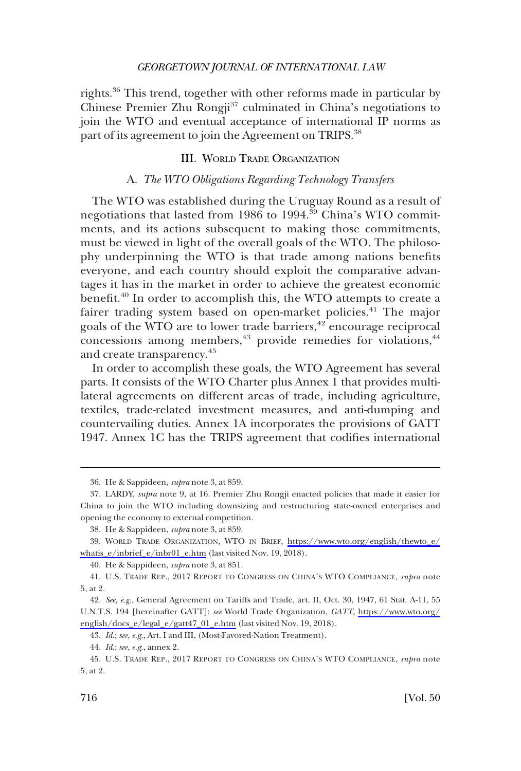rights.[36] This trend, together with other reforms made in particular by Chinese Premier Zhu Rongji[37] culminated in China's negotiations to join the WTO and eventual acceptance of international IP norms as part of its agreement to join the Agreement on TRIPS.[38]

## III. World Trade Organization

### A. *The WTO Obligations Regarding Technology Transfers*

The WTO was established during the Uruguay Round as a result of negotiations that lasted from 1986 to 1994.[39] China's WTO commitments, and its actions subsequent to making those commitments, must be viewed in light of the overall goals of the WTO. The philosophy underpinning the WTO is that trade among nations benefits everyone, and each country should exploit the comparative advantages it has in the market in order to achieve the greatest economic benefit.[40] In order to accomplish this, the WTO attempts to create a fairer trading system based on open-market policies.[41] The major goals of the WTO are to lower trade barriers,[42] encourage reciprocal concessions among members,[43] provide remedies for violations,[44] and create transparency.[45]

In order to accomplish these goals, the WTO Agreement has several parts. It consists of the WTO Charter plus Annex 1 that provides multilateral agreements on different areas of trade, including agriculture, textiles, trade-related investment measures, and anti-dumping and countervailing duties. Annex 1A incorporates the provisions of GATT 1947. Annex 1C has the TRIPS agreement that codifies international

---

36. He & Sappideen, *supra* note 3, at 859.

37. LARDY, *supra* note 9, at 16. Premier Zhu Rongji enacted policies that made it easier for China to join the WTO including downsizing and restructuring state-owned enterprises and opening the economy to external competition.

38. He & Sappideen, *supra* note 3, at 859.

39. WORLD TRADE ORGANIZATION, WTO IN BRIEF, https://www.wto.org/english/thewto_e/whatis_e/inbrief_e/inbr01_e.htm (last visited Nov. 19, 2018).

40. He & Sappideen, *supra* note 3, at 851.

41. U.S. TRADE REP., 2017 REPORT TO CONGRESS ON CHINA'S WTO COMPLIANCE, *supra* note 5, at 2.

42. *See, e.g.*, General Agreement on Tariffs and Trade, art. II, Oct. 30, 1947, 61 Stat. A-11, 55 U.N.T.S. 194 [hereinafter GATT]; *see* World Trade Organization, *GATT*, https://www.wto.org/english/docs_e/legal_e/gatt47_01_e.htm (last visited Nov. 19, 2018).

43. *Id.*; *see, e.g.*, Art. I and III, (Most-Favored-Nation Treatment).

44. *Id.*; *see, e.g.*, annex 2.

45. U.S. TRADE REP., 2017 REPORT TO CONGRESS ON CHINA'S WTO COMPLIANCE, *supra* note 5, at 2.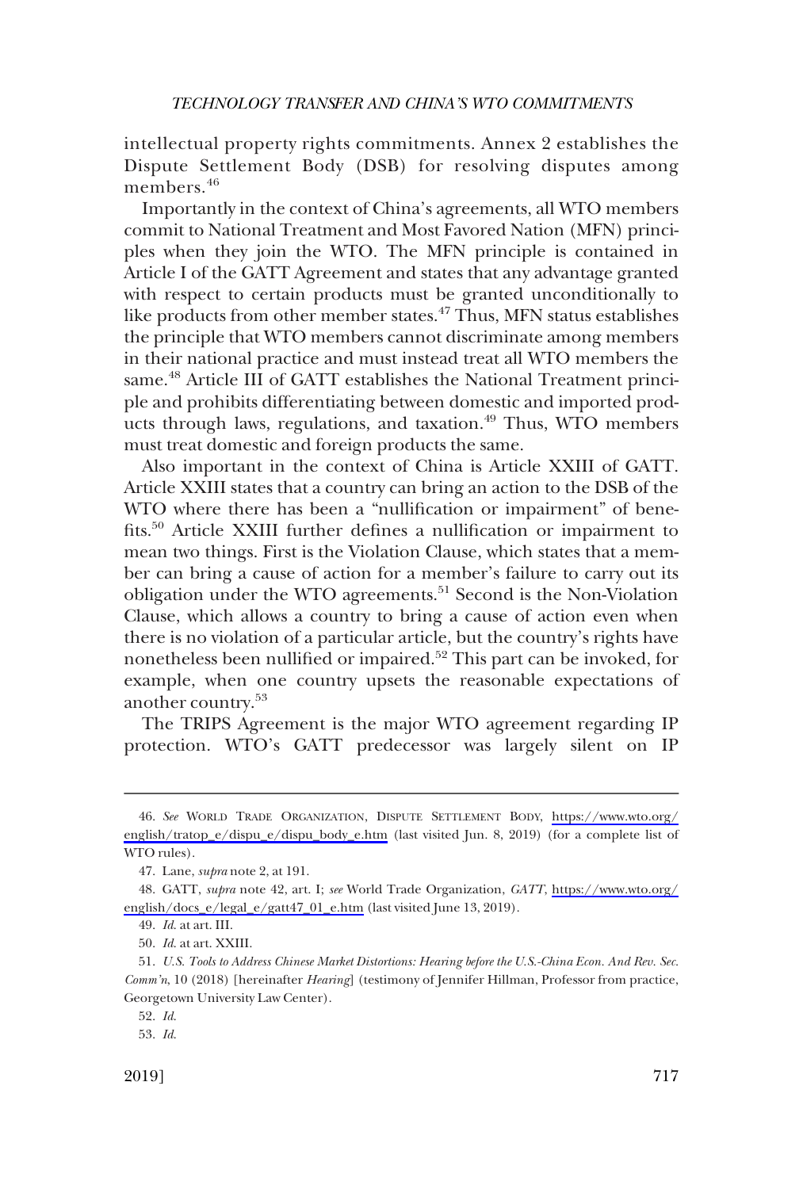intellectual property rights commitments. Annex 2 establishes the Dispute Settlement Body (DSB) for resolving disputes among members.[46]

Importantly in the context of China's agreements, all WTO members commit to National Treatment and Most Favored Nation (MFN) principles when they join the WTO. The MFN principle is contained in Article I of the GATT Agreement and states that any advantage granted with respect to certain products must be granted unconditionally to like products from other member states.[47] Thus, MFN status establishes the principle that WTO members cannot discriminate among members in their national practice and must instead treat all WTO members the same.[48] Article III of GATT establishes the National Treatment principle and prohibits differentiating between domestic and imported products through laws, regulations, and taxation.[49] Thus, WTO members must treat domestic and foreign products the same.

Also important in the context of China is Article XXIII of GATT. Article XXIII states that a country can bring an action to the DSB of the WTO where there has been a "nullification or impairment" of benefits.[50] Article XXIII further defines a nullification or impairment to mean two things. First is the Violation Clause, which states that a member can bring a cause of action for a member's failure to carry out its obligation under the WTO agreements.[51] Second is the Non-Violation Clause, which allows a country to bring a cause of action even when there is no violation of a particular article, but the country's rights have nonetheless been nullified or impaired.[52] This part can be invoked, for example, when one country upsets the reasonable expectations of another country.[53]

The TRIPS Agreement is the major WTO agreement regarding IP protection. WTO's GATT predecessor was largely silent on IP

---

46. *See* WORLD TRADE ORGANIZATION, DISPUTE SETTLEMENT BODY, https://www.wto.org/english/tratop_e/dispu_e/dispu_body_e.htm (last visited Jun. 8, 2019) (for a complete list of WTO rules).

47. Lane, *supra* note 2, at 191.

48. GATT, *supra* note 42, art. I; *see* World Trade Organization, *GATT*, https://www.wto.org/english/docs_e/legal_e/gatt47_01_e.htm (last visited June 13, 2019).

49. *Id.* at art. III.

50. *Id.* at art. XXIII.

51. *U.S. Tools to Address Chinese Market Distortions: Hearing before the U.S.-China Econ. And Rev. Sec. Comm'n*, 10 (2018) [hereinafter *Hearing*] (testimony of Jennifer Hillman, Professor from practice, Georgetown University Law Center).

52. *Id.*

53. *Id.*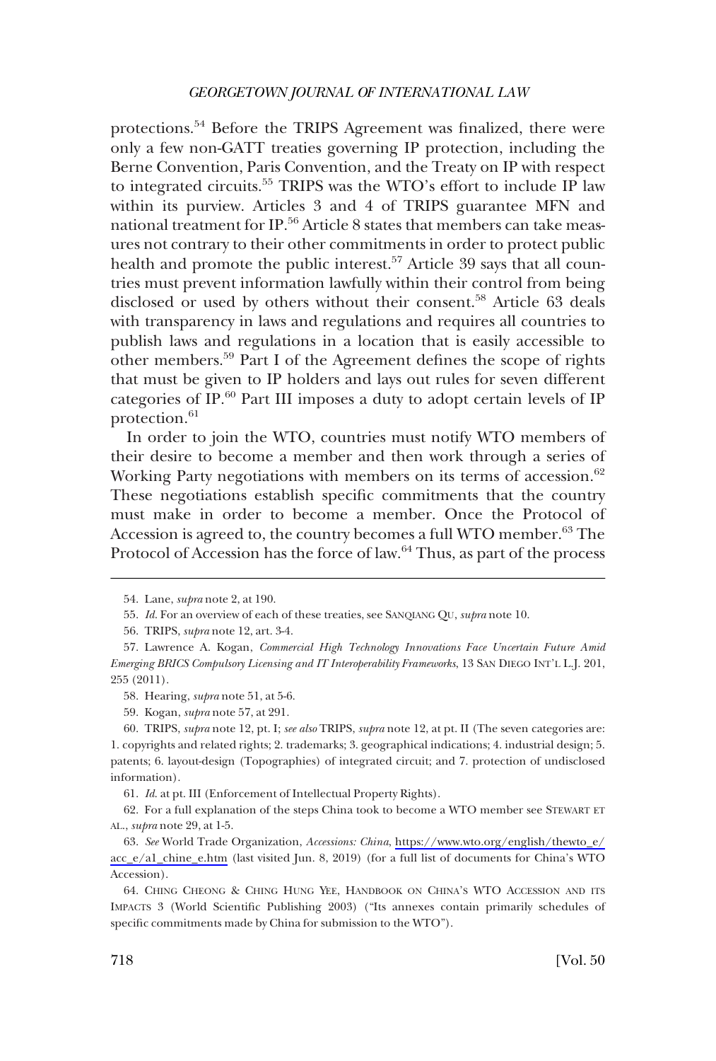protections.[54] Before the TRIPS Agreement was finalized, there were only a few non-GATT treaties governing IP protection, including the Berne Convention, Paris Convention, and the Treaty on IP with respect to integrated circuits.[55] TRIPS was the WTO's effort to include IP law within its purview. Articles 3 and 4 of TRIPS guarantee MFN and national treatment for IP.[56] Article 8 states that members can take measures not contrary to their other commitments in order to protect public health and promote the public interest.[57] Article 39 says that all countries must prevent information lawfully within their control from being disclosed or used by others without their consent.[58] Article 63 deals with transparency in laws and regulations and requires all countries to publish laws and regulations in a location that is easily accessible to other members.[59] Part I of the Agreement defines the scope of rights that must be given to IP holders and lays out rules for seven different categories of IP.[60] Part III imposes a duty to adopt certain levels of IP protection.[61]

In order to join the WTO, countries must notify WTO members of their desire to become a member and then work through a series of Working Party negotiations with members on its terms of accession.[62] These negotiations establish specific commitments that the country must make in order to become a member. Once the Protocol of Accession is agreed to, the country becomes a full WTO member.[63] The Protocol of Accession has the force of law.[64] Thus, as part of the process

---

54. Lane, *supra* note 2, at 190.

55. *Id*. For an overview of each of these treaties, see SANQIANG QU, *supra* note 10.

56. TRIPS, *supra* note 12, art. 3-4.

57. Lawrence A. Kogan, *Commercial High Technology Innovations Face Uncertain Future Amid Emerging BRICS Compulsory Licensing and IT Interoperability Frameworks*, 13 SAN DIEGO INT'L L.J. 201, 255 (2011).

58. Hearing, *supra* note 51, at 5-6.

59. Kogan, *supra* note 57, at 291.

60. TRIPS, *supra* note 12, pt. I; *see also* TRIPS, *supra* note 12, at pt. II (The seven categories are: 1. copyrights and related rights; 2. trademarks; 3. geographical indications; 4. industrial design; 5. patents; 6. layout-design (Topographies) of integrated circuit; and 7. protection of undisclosed information).

61. *Id*. at pt. III (Enforcement of Intellectual Property Rights).

62. For a full explanation of the steps China took to become a WTO member see STEWART ET AL., *supra* note 29, at 1-5.

63. *See* World Trade Organization, *Accessions: China*, https://www.wto.org/english/thewto_e/acc_e/a1_chine_e.htm (last visited Jun. 8, 2019) (for a full list of documents for China's WTO Accession).

64. CHING CHEONG & CHING HUNG YEE, HANDBOOK ON CHINA'S WTO ACCESSION AND ITS IMPACTS 3 (World Scientific Publishing 2003) ("Its annexes contain primarily schedules of specific commitments made by China for submission to the WTO").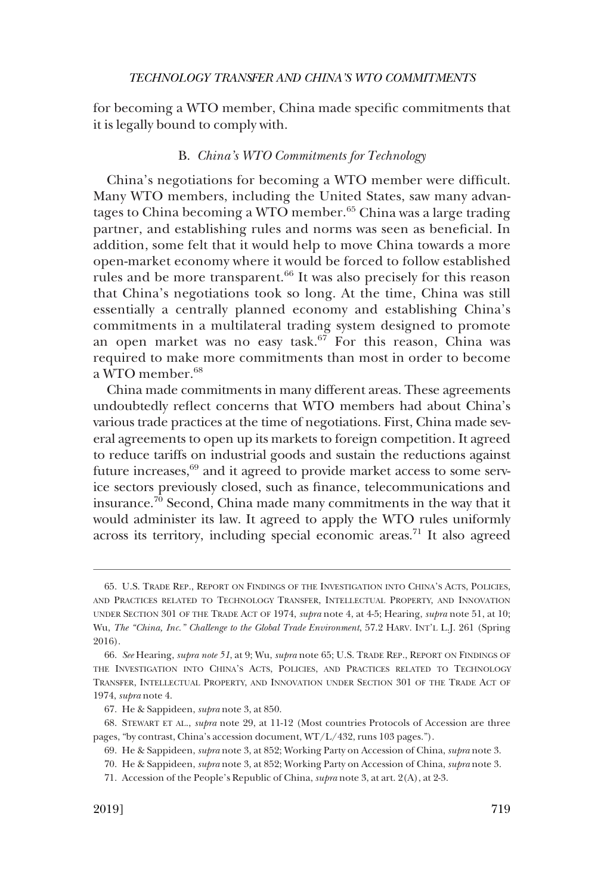for becoming a WTO member, China made specific commitments that it is legally bound to comply with.

### B. *China's WTO Commitments for Technology*

China's negotiations for becoming a WTO member were difficult. Many WTO members, including the United States, saw many advantages to China becoming a WTO member.[65] China was a large trading partner, and establishing rules and norms was seen as beneficial. In addition, some felt that it would help to move China towards a more open-market economy where it would be forced to follow established rules and be more transparent.[66] It was also precisely for this reason that China's negotiations took so long. At the time, China was still essentially a centrally planned economy and establishing China's commitments in a multilateral trading system designed to promote an open market was no easy task.[67] For this reason, China was required to make more commitments than most in order to become a WTO member.[68]

China made commitments in many different areas. These agreements undoubtedly reflect concerns that WTO members had about China's various trade practices at the time of negotiations. First, China made several agreements to open up its markets to foreign competition. It agreed to reduce tariffs on industrial goods and sustain the reductions against future increases,[69] and it agreed to provide market access to some service sectors previously closed, such as finance, telecommunications and insurance.[70] Second, China made many commitments in the way that it would administer its law. It agreed to apply the WTO rules uniformly across its territory, including special economic areas.[71] It also agreed

---

65. U.S. TRADE REP., REPORT ON FINDINGS OF THE INVESTIGATION INTO CHINA'S ACTS, POLICIES, AND PRACTICES RELATED TO TECHNOLOGY TRANSFER, INTELLECTUAL PROPERTY, AND INNOVATION UNDER SECTION 301 OF THE TRADE ACT OF 1974, *supra* note 4, at 4-5; Hearing, *supra* note 51, at 10; Wu, *The "China, Inc." Challenge to the Global Trade Environment*, 57.2 HARV. INT'L L.J. 261 (Spring 2016).

66. *See* Hearing, *supra note 51*, at 9; Wu, *supra* note 65; U.S. TRADE REP., REPORT ON FINDINGS OF THE INVESTIGATION INTO CHINA'S ACTS, POLICIES, AND PRACTICES RELATED TO TECHNOLOGY TRANSFER, INTELLECTUAL PROPERTY, AND INNOVATION UNDER SECTION 301 OF THE TRADE ACT OF 1974, *supra* note 4.

67. He & Sappideen, *supra* note 3, at 850.

68. STEWART ET AL., *supra* note 29, at 11-12 (Most countries Protocols of Accession are three pages, "by contrast, China's accession document, WT/L/432, runs 103 pages.").

69. He & Sappideen, *supra* note 3, at 852; Working Party on Accession of China, *supra* note 3.

70. He & Sappideen, *supra* note 3, at 852; Working Party on Accession of China, *supra* note 3.

71. Accession of the People's Republic of China, *supra* note 3, at art. 2(A), at 2-3.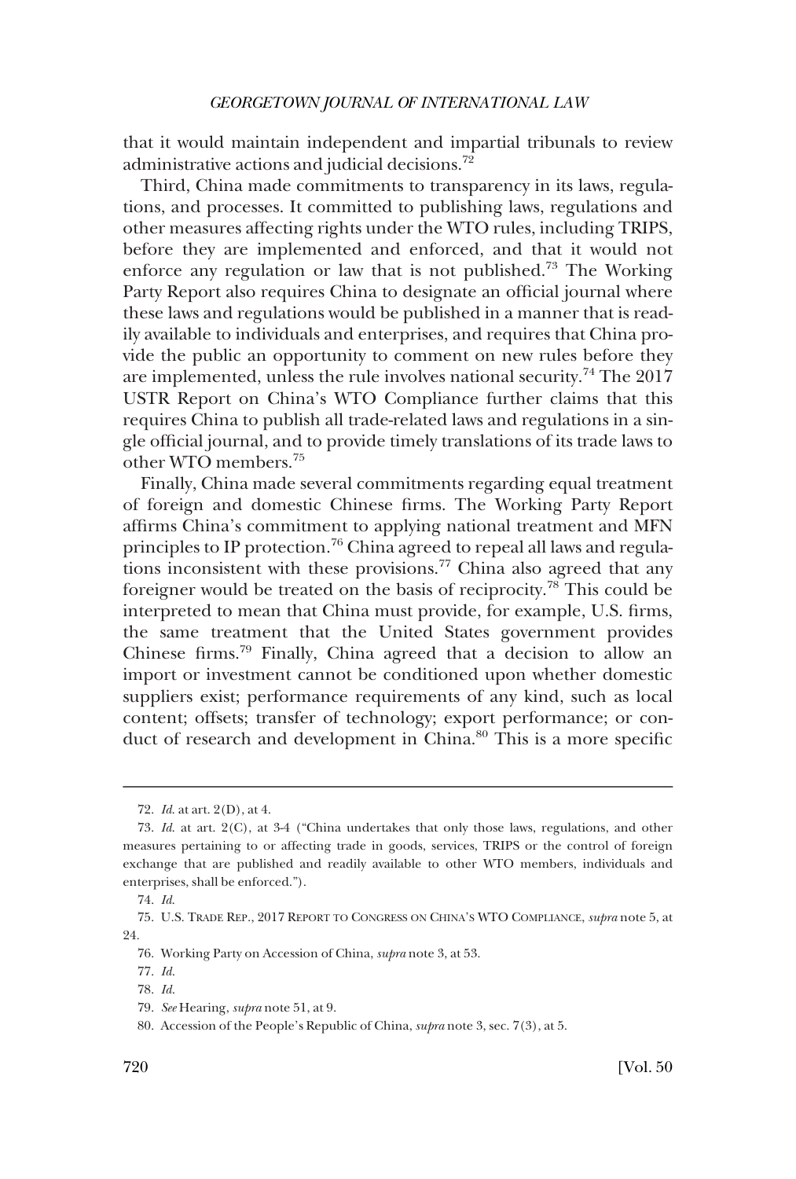that it would maintain independent and impartial tribunals to review administrative actions and judicial decisions.[72]

Third, China made commitments to transparency in its laws, regulations, and processes. It committed to publishing laws, regulations and other measures affecting rights under the WTO rules, including TRIPS, before they are implemented and enforced, and that it would not enforce any regulation or law that is not published.[73] The Working Party Report also requires China to designate an official journal where these laws and regulations would be published in a manner that is readily available to individuals and enterprises, and requires that China provide the public an opportunity to comment on new rules before they are implemented, unless the rule involves national security.[74] The 2017 USTR Report on China's WTO Compliance further claims that this requires China to publish all trade-related laws and regulations in a single official journal, and to provide timely translations of its trade laws to other WTO members.[75]

Finally, China made several commitments regarding equal treatment of foreign and domestic Chinese firms. The Working Party Report affirms China's commitment to applying national treatment and MFN principles to IP protection.[76] China agreed to repeal all laws and regulations inconsistent with these provisions.[77] China also agreed that any foreigner would be treated on the basis of reciprocity.[78] This could be interpreted to mean that China must provide, for example, U.S. firms, the same treatment that the United States government provides Chinese firms.[79] Finally, China agreed that a decision to allow an import or investment cannot be conditioned upon whether domestic suppliers exist; performance requirements of any kind, such as local content; offsets; transfer of technology; export performance; or conduct of research and development in China.[80] This is a more specific

---

72. *Id.* at art. 2(D), at 4.

73. *Id.* at art. 2(C), at 3-4 ("China undertakes that only those laws, regulations, and other measures pertaining to or affecting trade in goods, services, TRIPS or the control of foreign exchange that are published and readily available to other WTO members, individuals and enterprises, shall be enforced.").

74. *Id.*

75. U.S. TRADE REP., 2017 REPORT TO CONGRESS ON CHINA'S WTO COMPLIANCE, *supra* note 5, at 24.

76. Working Party on Accession of China, *supra* note 3, at 53.

77. *Id.*

78. *Id.*

79. *See* Hearing, *supra* note 51, at 9.

80. Accession of the People's Republic of China, *supra* note 3, sec. 7(3), at 5.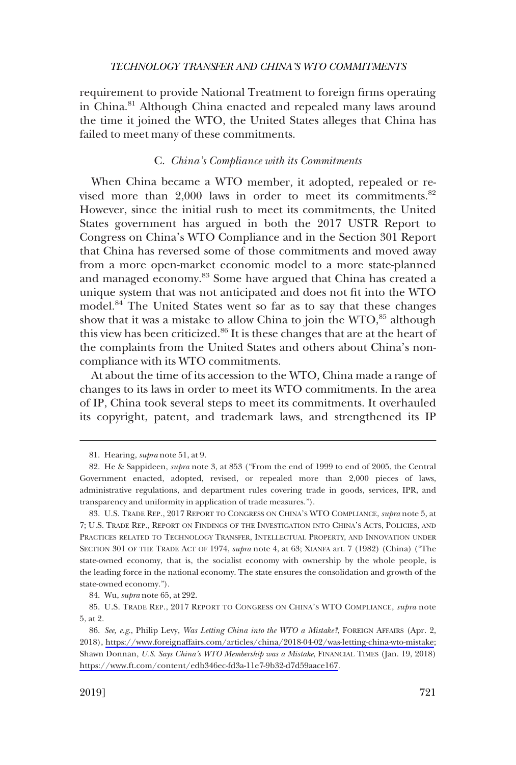requirement to provide National Treatment to foreign firms operating in China.[81] Although China enacted and repealed many laws around the time it joined the WTO, the United States alleges that China has failed to meet many of these commitments.

### C. *China's Compliance with its Commitments*

When China became a WTO member, it adopted, repealed or revised more than 2,000 laws in order to meet its commitments.[82] However, since the initial rush to meet its commitments, the United States government has argued in both the 2017 USTR Report to Congress on China's WTO Compliance and in the Section 301 Report that China has reversed some of those commitments and moved away from a more open-market economic model to a more state-planned and managed economy.[83] Some have argued that China has created a unique system that was not anticipated and does not fit into the WTO model.[84] The United States went so far as to say that these changes show that it was a mistake to allow China to join the WTO,[85] although this view has been criticized.[86] It is these changes that are at the heart of the complaints from the United States and others about China's non-compliance with its WTO commitments.

At about the time of its accession to the WTO, China made a range of changes to its laws in order to meet its WTO commitments. In the area of IP, China took several steps to meet its commitments. It overhauled its copyright, patent, and trademark laws, and strengthened its IP

---

81. Hearing, *supra* note 51, at 9.

82. He & Sappideen, *supra* note 3, at 853 ("From the end of 1999 to end of 2005, the Central Government enacted, adopted, revised, or repealed more than 2,000 pieces of laws, administrative regulations, and department rules covering trade in goods, services, IPR, and transparency and uniformity in application of trade measures.").

83. U.S. TRADE REP., 2017 REPORT TO CONGRESS ON CHINA'S WTO COMPLIANCE, *supra* note 5, at 7; U.S. TRADE REP., REPORT ON FINDINGS OF THE INVESTIGATION INTO CHINA'S ACTS, POLICIES, AND PRACTICES RELATED TO TECHNOLOGY TRANSFER, INTELLECTUAL PROPERTY, AND INNOVATION UNDER SECTION 301 OF THE TRADE ACT OF 1974, *supra* note 4, at 63; XIANFA art. 7 (1982) (China) ("The state-owned economy, that is, the socialist economy with ownership by the whole people, is the leading force in the national economy. The state ensures the consolidation and growth of the state-owned economy.").

84. Wu, *supra* note 65, at 292.

85. U.S. TRADE REP., 2017 REPORT TO CONGRESS ON CHINA'S WTO COMPLIANCE, *supra* note 5, at 2.

86. *See, e.g.*, Philip Levy, *Was Letting China into the WTO a Mistake?*, FOREIGN AFFAIRS (Apr. 2, 2018), https://www.foreignaffairs.com/articles/china/2018-04-02/was-letting-china-wto-mistake; Shawn Donnan, *U.S. Says China's WTO Membership was a Mistake*, FINANCIAL TIMES (Jan. 19, 2018) https://www.ft.com/content/edb346ec-fd3a-11e7-9b32-d7d59aace167.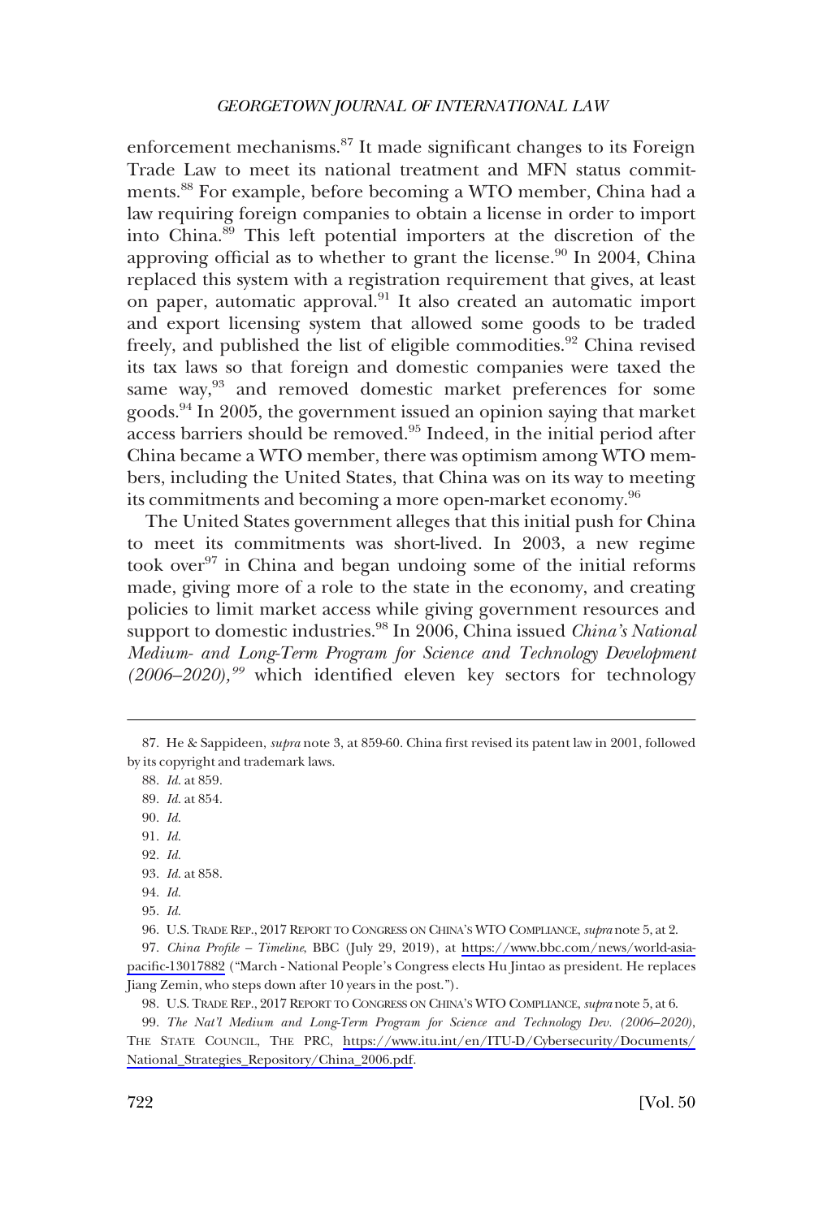enforcement mechanisms.[87] It made significant changes to its Foreign Trade Law to meet its national treatment and MFN status commitments.[88] For example, before becoming a WTO member, China had a law requiring foreign companies to obtain a license in order to import into China.[89] This left potential importers at the discretion of the approving official as to whether to grant the license.[90] In 2004, China replaced this system with a registration requirement that gives, at least on paper, automatic approval.[91] It also created an automatic import and export licensing system that allowed some goods to be traded freely, and published the list of eligible commodities.[92] China revised its tax laws so that foreign and domestic companies were taxed the same way,[93] and removed domestic market preferences for some goods.[94] In 2005, the government issued an opinion saying that market access barriers should be removed.[95] Indeed, in the initial period after China became a WTO member, there was optimism among WTO members, including the United States, that China was on its way to meeting its commitments and becoming a more open-market economy.[96]

The United States government alleges that this initial push for China to meet its commitments was short-lived. In 2003, a new regime took over[97] in China and began undoing some of the initial reforms made, giving more of a role to the state in the economy, and creating policies to limit market access while giving government resources and support to domestic industries.[98] In 2006, China issued *China's National Medium- and Long-Term Program for Science and Technology Development (2006–2020),*[99] which identified eleven key sectors for technology

---

87. He & Sappideen, *supra* note 3, at 859-60. China first revised its patent law in 2001, followed by its copyright and trademark laws.

88. *Id.* at 859.

89. *Id.* at 854.

90. *Id.*

91. *Id.*

92. *Id.*

93. *Id.* at 858.

94. *Id.*

95. *Id.*

96. U.S. TRADE REP., 2017 REPORT TO CONGRESS ON CHINA'S WTO COMPLIANCE, *supra* note 5, at 2.

97. *China Profile – Timeline*, BBC (July 29, 2019), at https://www.bbc.com/news/world-asia-pacific-13017882 ("March - National People's Congress elects Hu Jintao as president. He replaces Jiang Zemin, who steps down after 10 years in the post.").

98. U.S. TRADE REP., 2017 REPORT TO CONGRESS ON CHINA'S WTO COMPLIANCE, *supra* note 5, at 6.

99. *The Nat'l Medium and Long-Term Program for Science and Technology Dev. (2006–2020)*, THE STATE COUNCIL, THE PRC, https://www.itu.int/en/ITU-D/Cybersecurity/Documents/National_Strategies_Repository/China_2006.pdf.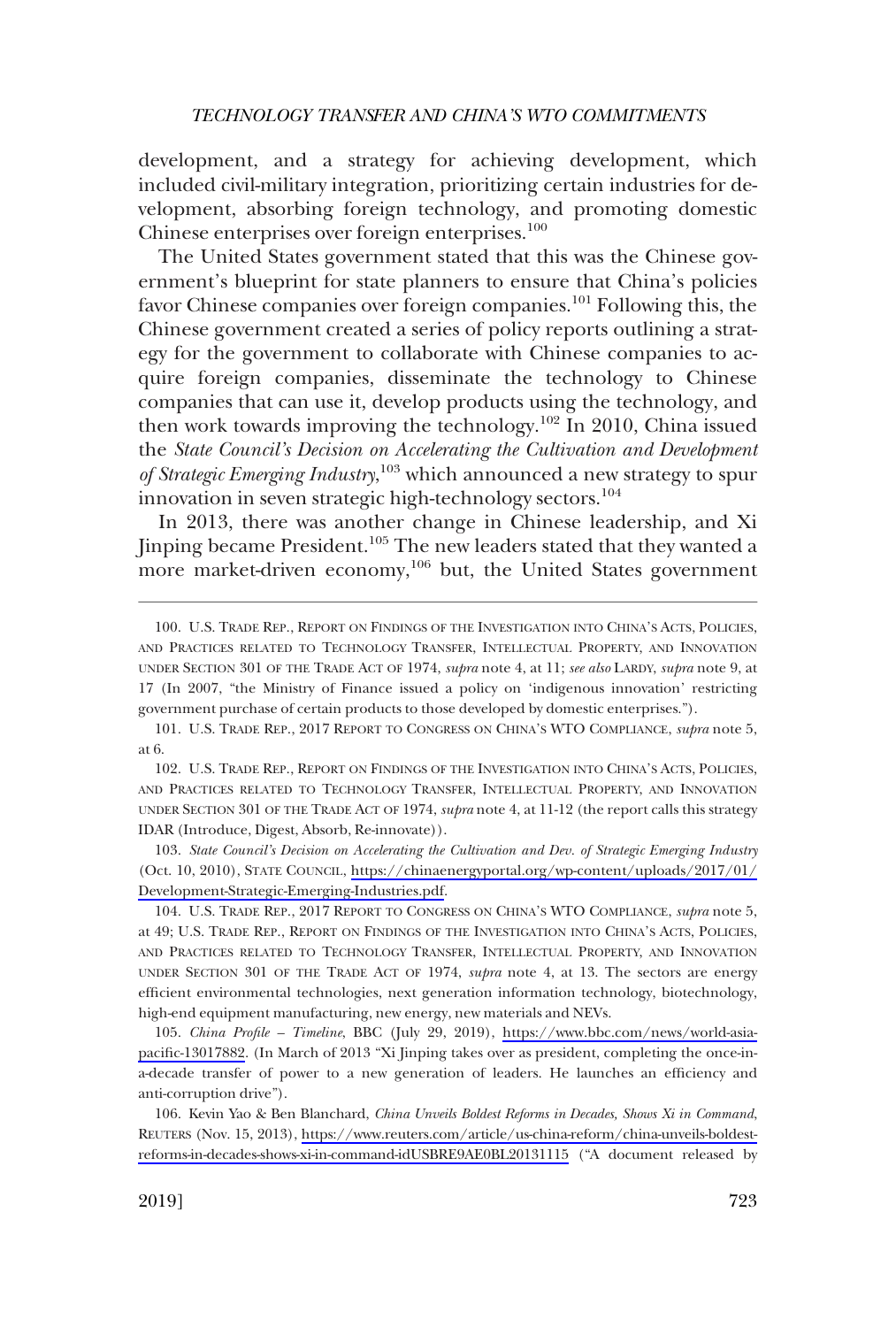development, and a strategy for achieving development, which included civil-military integration, prioritizing certain industries for development, absorbing foreign technology, and promoting domestic Chinese enterprises over foreign enterprises.[100]

The United States government stated that this was the Chinese government's blueprint for state planners to ensure that China's policies favor Chinese companies over foreign companies.[101] Following this, the Chinese government created a series of policy reports outlining a strategy for the government to collaborate with Chinese companies to acquire foreign companies, disseminate the technology to Chinese companies that can use it, develop products using the technology, and then work towards improving the technology.[102] In 2010, China issued the *State Council's Decision on Accelerating the Cultivation and Development of Strategic Emerging Industry*,[103] which announced a new strategy to spur innovation in seven strategic high-technology sectors.[104]

In 2013, there was another change in Chinese leadership, and Xi Jinping became President.[105] The new leaders stated that they wanted a more market-driven economy,[106] but, the United States government

---

100. U.S. TRADE REP., REPORT ON FINDINGS OF THE INVESTIGATION INTO CHINA'S ACTS, POLICIES, AND PRACTICES RELATED TO TECHNOLOGY TRANSFER, INTELLECTUAL PROPERTY, AND INNOVATION UNDER SECTION 301 OF THE TRADE ACT OF 1974, *supra* note 4, at 11; *see also* LARDY, *supra* note 9, at 17 (In 2007, "the Ministry of Finance issued a policy on 'indigenous innovation' restricting government purchase of certain products to those developed by domestic enterprises.").

101. U.S. TRADE REP., 2017 REPORT TO CONGRESS ON CHINA'S WTO COMPLIANCE, *supra* note 5, at 6.

102. U.S. TRADE REP., REPORT ON FINDINGS OF THE INVESTIGATION INTO CHINA'S ACTS, POLICIES, AND PRACTICES RELATED TO TECHNOLOGY TRANSFER, INTELLECTUAL PROPERTY, AND INNOVATION UNDER SECTION 301 OF THE TRADE ACT OF 1974, *supra* note 4, at 11-12 (the report calls this strategy IDAR (Introduce, Digest, Absorb, Re-innovate)).

103. *State Council's Decision on Accelerating the Cultivation and Dev. of Strategic Emerging Industry* (Oct. 10, 2010), STATE COUNCIL, https://chinaenergyportal.org/wp-content/uploads/2017/01/Development-Strategic-Emerging-Industries.pdf.

104. U.S. TRADE REP., 2017 REPORT TO CONGRESS ON CHINA'S WTO COMPLIANCE, *supra* note 5, at 49; U.S. TRADE REP., REPORT ON FINDINGS OF THE INVESTIGATION INTO CHINA'S ACTS, POLICIES, AND PRACTICES RELATED TO TECHNOLOGY TRANSFER, INTELLECTUAL PROPERTY, AND INNOVATION UNDER SECTION 301 OF THE TRADE ACT OF 1974, *supra* note 4, at 13. The sectors are energy efficient environmental technologies, next generation information technology, biotechnology, high-end equipment manufacturing, new energy, new materials and NEVs.

105. *China Profile – Timeline*, BBC (July 29, 2019), https://www.bbc.com/news/world-asia-pacific-13017882. (In March of 2013 "Xi Jinping takes over as president, completing the once-in-a-decade transfer of power to a new generation of leaders. He launches an efficiency and anti-corruption drive").

106. Kevin Yao & Ben Blanchard, *China Unveils Boldest Reforms in Decades, Shows Xi in Command*, REUTERS (Nov. 15, 2013), https://www.reuters.com/article/us-china-reform/china-unveils-boldest-reforms-in-decades-shows-xi-in-command-idUSBRE9AE0BL20131115 ("A document released by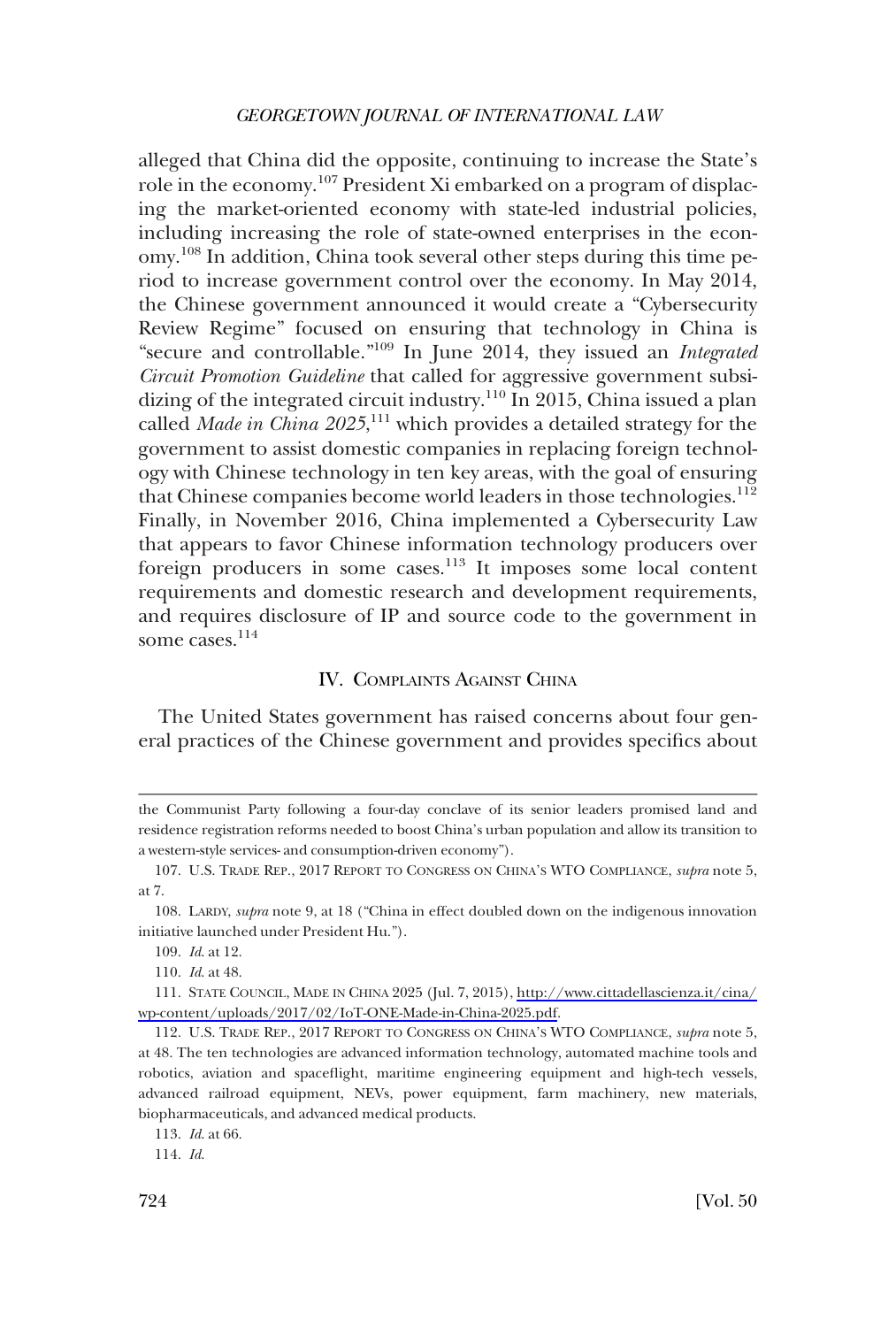alleged that China did the opposite, continuing to increase the State's role in the economy.[107] President Xi embarked on a program of displacing the market-oriented economy with state-led industrial policies, including increasing the role of state-owned enterprises in the economy.[108] In addition, China took several other steps during this time period to increase government control over the economy. In May 2014, the Chinese government announced it would create a "Cybersecurity Review Regime" focused on ensuring that technology in China is "secure and controllable."[109] In June 2014, they issued an *Integrated Circuit Promotion Guideline* that called for aggressive government subsidizing of the integrated circuit industry.[110] In 2015, China issued a plan called *Made in China 2025*,[111] which provides a detailed strategy for the government to assist domestic companies in replacing foreign technology with Chinese technology in ten key areas, with the goal of ensuring that Chinese companies become world leaders in those technologies.[112] Finally, in November 2016, China implemented a Cybersecurity Law that appears to favor Chinese information technology producers over foreign producers in some cases.[113] It imposes some local content requirements and domestic research and development requirements, and requires disclosure of IP and source code to the government in some cases.[114]

## IV. Complaints Against China

The United States government has raised concerns about four general practices of the Chinese government and provides specifics about

---

the Communist Party following a four-day conclave of its senior leaders promised land and residence registration reforms needed to boost China's urban population and allow its transition to a western-style services- and consumption-driven economy").

107. U.S. Trade Rep., 2017 Report to Congress on China's WTO Compliance, *supra* note 5, at 7.

108. Lardy, *supra* note 9, at 18 ("China in effect doubled down on the indigenous innovation initiative launched under President Hu.").

109. *Id.* at 12.

110. *Id.* at 48.

111. State Council, Made in China 2025 (Jul. 7, 2015), http://www.cittadellascienza.it/cina/wp-content/uploads/2017/02/IoT-ONE-Made-in-China-2025.pdf.

112. U.S. Trade Rep., 2017 Report to Congress on China's WTO Compliance, *supra* note 5, at 48. The ten technologies are advanced information technology, automated machine tools and robotics, aviation and spaceflight, maritime engineering equipment and high-tech vessels, advanced railroad equipment, NEVs, power equipment, farm machinery, new materials, biopharmaceuticals, and advanced medical products.

113. *Id.* at 66.

114. *Id.*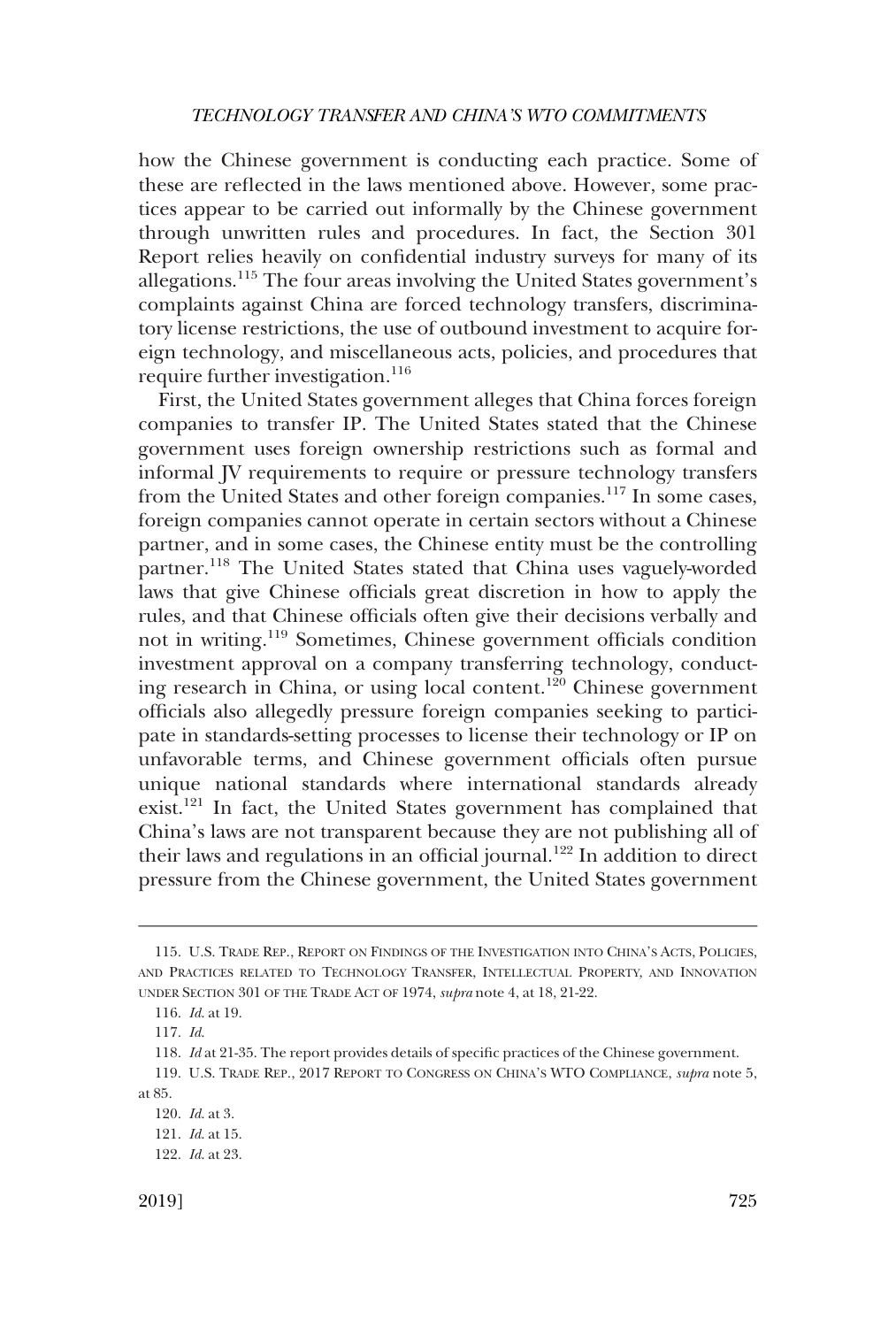how the Chinese government is conducting each practice. Some of these are reflected in the laws mentioned above. However, some practices appear to be carried out informally by the Chinese government through unwritten rules and procedures. In fact, the Section 301 Report relies heavily on confidential industry surveys for many of its allegations.[115] The four areas involving the United States government's complaints against China are forced technology transfers, discriminatory license restrictions, the use of outbound investment to acquire foreign technology, and miscellaneous acts, policies, and procedures that require further investigation.[116]

First, the United States government alleges that China forces foreign companies to transfer IP. The United States stated that the Chinese government uses foreign ownership restrictions such as formal and informal JV requirements to require or pressure technology transfers from the United States and other foreign companies.[117] In some cases, foreign companies cannot operate in certain sectors without a Chinese partner, and in some cases, the Chinese entity must be the controlling partner.[118] The United States stated that China uses vaguely-worded laws that give Chinese officials great discretion in how to apply the rules, and that Chinese officials often give their decisions verbally and not in writing.[119] Sometimes, Chinese government officials condition investment approval on a company transferring technology, conducting research in China, or using local content.[120] Chinese government officials also allegedly pressure foreign companies seeking to participate in standards-setting processes to license their technology or IP on unfavorable terms, and Chinese government officials often pursue unique national standards where international standards already exist.[121] In fact, the United States government has complained that China's laws are not transparent because they are not publishing all of their laws and regulations in an official journal.[122] In addition to direct pressure from the Chinese government, the United States government

---

115. U.S. TRADE REP., REPORT ON FINDINGS OF THE INVESTIGATION INTO CHINA'S ACTS, POLICIES, AND PRACTICES RELATED TO TECHNOLOGY TRANSFER, INTELLECTUAL PROPERTY, AND INNOVATION UNDER SECTION 301 OF THE TRADE ACT OF 1974, *supra* note 4, at 18, 21-22.

116. *Id.* at 19.

117. *Id.*

118. *Id* at 21-35. The report provides details of specific practices of the Chinese government.

119. U.S. TRADE REP., 2017 REPORT TO CONGRESS ON CHINA'S WTO COMPLIANCE, *supra* note 5, at 85.

120. *Id.* at 3.

121. *Id.* at 15.

122. *Id.* at 23.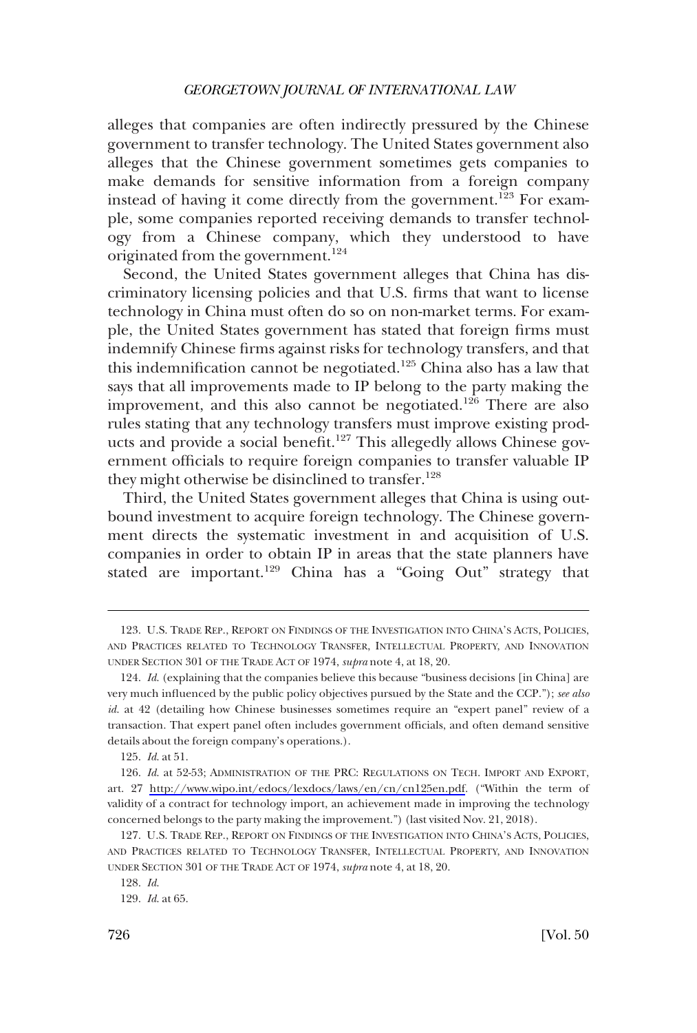alleges that companies are often indirectly pressured by the Chinese government to transfer technology. The United States government also alleges that the Chinese government sometimes gets companies to make demands for sensitive information from a foreign company instead of having it come directly from the government.[123] For example, some companies reported receiving demands to transfer technology from a Chinese company, which they understood to have originated from the government.[124]

Second, the United States government alleges that China has discriminatory licensing policies and that U.S. firms that want to license technology in China must often do so on non-market terms. For example, the United States government has stated that foreign firms must indemnify Chinese firms against risks for technology transfers, and that this indemnification cannot be negotiated.[125] China also has a law that says that all improvements made to IP belong to the party making the improvement, and this also cannot be negotiated.[126] There are also rules stating that any technology transfers must improve existing products and provide a social benefit.[127] This allegedly allows Chinese government officials to require foreign companies to transfer valuable IP they might otherwise be disinclined to transfer.[128]

Third, the United States government alleges that China is using outbound investment to acquire foreign technology. The Chinese government directs the systematic investment in and acquisition of U.S. companies in order to obtain IP in areas that the state planners have stated are important.[129] China has a "Going Out" strategy that

---

123. U.S. TRADE REP., REPORT ON FINDINGS OF THE INVESTIGATION INTO CHINA'S ACTS, POLICIES, AND PRACTICES RELATED TO TECHNOLOGY TRANSFER, INTELLECTUAL PROPERTY, AND INNOVATION UNDER SECTION 301 OF THE TRADE ACT OF 1974, *supra* note 4, at 18, 20.

124. *Id.* (explaining that the companies believe this because "business decisions [in China] are very much influenced by the public policy objectives pursued by the State and the CCP."); *see also id.* at 42 (detailing how Chinese businesses sometimes require an "expert panel" review of a transaction. That expert panel often includes government officials, and often demand sensitive details about the foreign company's operations.).

125. *Id.* at 51.

126. *Id.* at 52-53; ADMINISTRATION OF THE PRC: REGULATIONS ON TECH. IMPORT AND EXPORT, art. 27 http://www.wipo.int/edocs/lexdocs/laws/en/cn/cn125en.pdf. ("Within the term of validity of a contract for technology import, an achievement made in improving the technology concerned belongs to the party making the improvement.") (last visited Nov. 21, 2018).

127. U.S. TRADE REP., REPORT ON FINDINGS OF THE INVESTIGATION INTO CHINA'S ACTS, POLICIES, AND PRACTICES RELATED TO TECHNOLOGY TRANSFER, INTELLECTUAL PROPERTY, AND INNOVATION UNDER SECTION 301 OF THE TRADE ACT OF 1974, *supra* note 4, at 18, 20.

128. *Id.*

129. *Id.* at 65.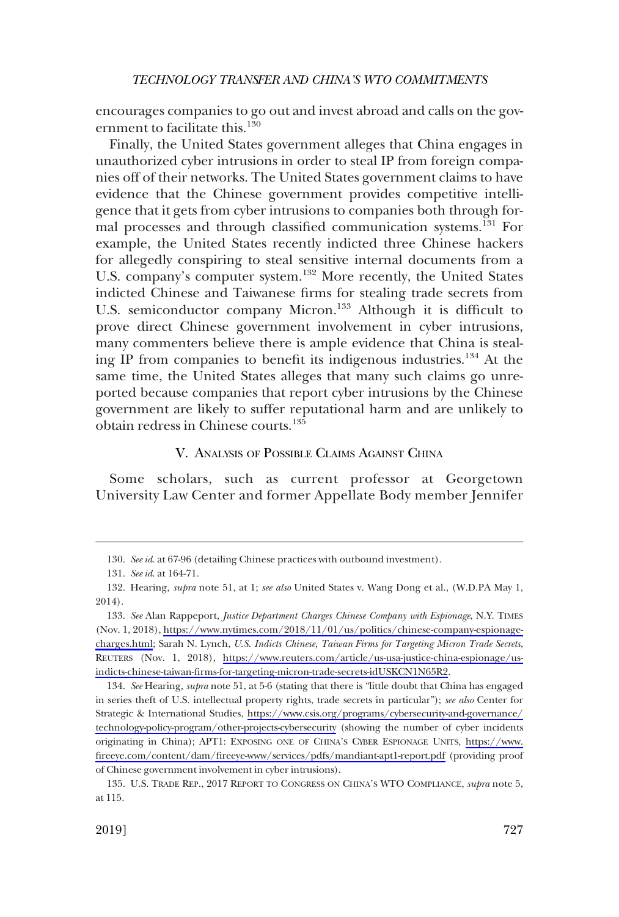encourages companies to go out and invest abroad and calls on the government to facilitate this.[130]

Finally, the United States government alleges that China engages in unauthorized cyber intrusions in order to steal IP from foreign companies off of their networks. The United States government claims to have evidence that the Chinese government provides competitive intelligence that it gets from cyber intrusions to companies both through formal processes and through classified communication systems.[131] For example, the United States recently indicted three Chinese hackers for allegedly conspiring to steal sensitive internal documents from a U.S. company's computer system.[132] More recently, the United States indicted Chinese and Taiwanese firms for stealing trade secrets from U.S. semiconductor company Micron.[133] Although it is difficult to prove direct Chinese government involvement in cyber intrusions, many commenters believe there is ample evidence that China is stealing IP from companies to benefit its indigenous industries.[134] At the same time, the United States alleges that many such claims go unreported because companies that report cyber intrusions by the Chinese government are likely to suffer reputational harm and are unlikely to obtain redress in Chinese courts.[135]

## V. Analysis of Possible Claims Against China

Some scholars, such as current professor at Georgetown University Law Center and former Appellate Body member Jennifer

---

130. *See id.* at 67-96 (detailing Chinese practices with outbound investment).

131. *See id.* at 164-71.

132. Hearing, *supra* note 51, at 1; *see also* United States v. Wang Dong et al., (W.D.PA May 1, 2014).

133. *See* Alan Rappeport, *Justice Department Charges Chinese Company with Espionage*, N.Y. TIMES (Nov. 1, 2018), https://www.nytimes.com/2018/11/01/us/politics/chinese-company-espionage-charges.html; Sarah N. Lynch, *U.S. Indicts Chinese, Taiwan Firms for Targeting Micron Trade Secrets*, REUTERS (Nov. 1, 2018), https://www.reuters.com/article/us-usa-justice-china-espionage/us-indicts-chinese-taiwan-firms-for-targeting-micron-trade-secrets-idUSKCN1N65R2.

134. *See* Hearing, *supra* note 51, at 5-6 (stating that there is "little doubt that China has engaged in series theft of U.S. intellectual property rights, trade secrets in particular"); *see also* Center for Strategic & International Studies, https://www.csis.org/programs/cybersecurity-and-governance/technology-policy-program/other-projects-cybersecurity (showing the number of cyber incidents originating in China); APT1: EXPOSING ONE OF CHINA'S CYBER ESPIONAGE UNITS, https://www.fireeye.com/content/dam/fireeye-www/services/pdfs/mandiant-apt1-report.pdf (providing proof of Chinese government involvement in cyber intrusions).

135. U.S. TRADE REP., 2017 REPORT TO CONGRESS ON CHINA'S WTO COMPLIANCE, *supra* note 5, at 115.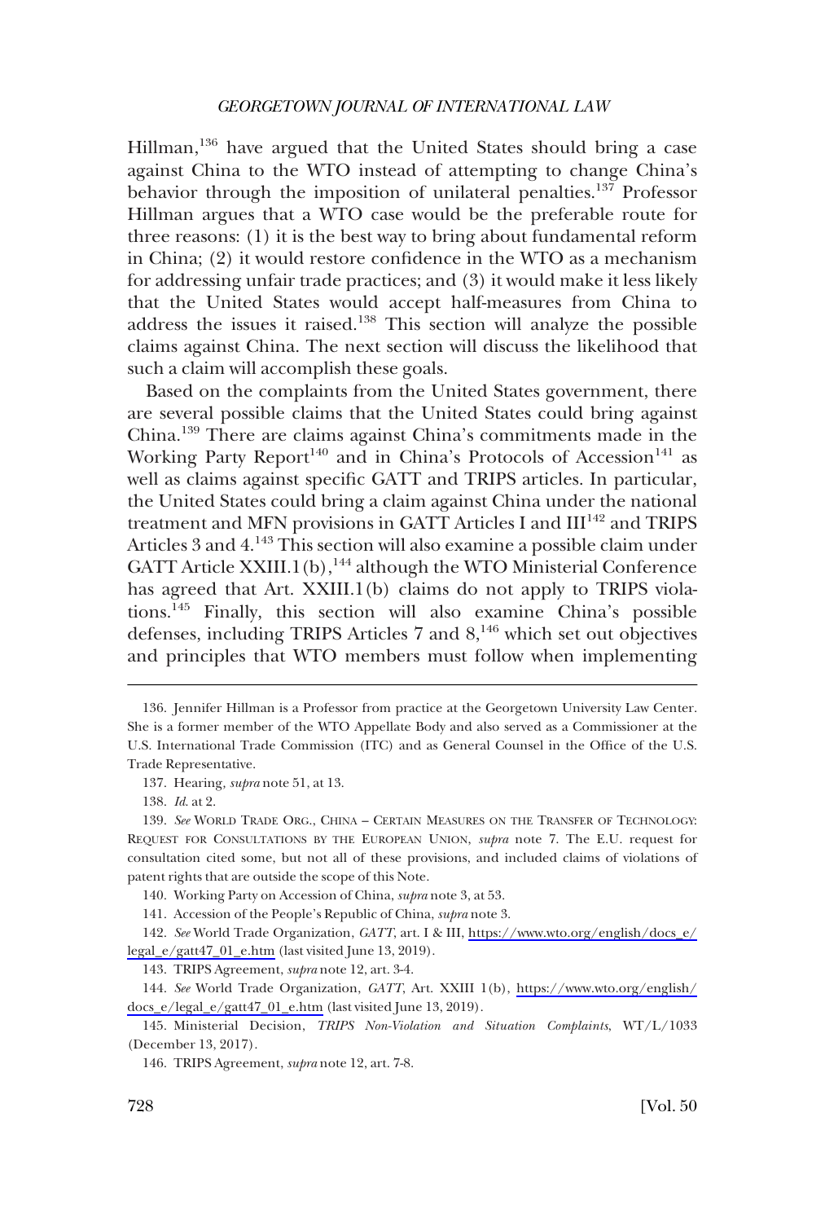Hillman,[136] have argued that the United States should bring a case against China to the WTO instead of attempting to change China's behavior through the imposition of unilateral penalties.[137] Professor Hillman argues that a WTO case would be the preferable route for three reasons: (1) it is the best way to bring about fundamental reform in China; (2) it would restore confidence in the WTO as a mechanism for addressing unfair trade practices; and (3) it would make it less likely that the United States would accept half-measures from China to address the issues it raised.[138] This section will analyze the possible claims against China. The next section will discuss the likelihood that such a claim will accomplish these goals.

Based on the complaints from the United States government, there are several possible claims that the United States could bring against China.[139] There are claims against China's commitments made in the Working Party Report[140] and in China's Protocols of Accession[141] as well as claims against specific GATT and TRIPS articles. In particular, the United States could bring a claim against China under the national treatment and MFN provisions in GATT Articles I and III[142] and TRIPS Articles 3 and 4.[143] This section will also examine a possible claim under GATT Article XXIII.1(b),[144] although the WTO Ministerial Conference has agreed that Art. XXIII.1(b) claims do not apply to TRIPS violations.[145] Finally, this section will also examine China's possible defenses, including TRIPS Articles 7 and 8,[146] which set out objectives and principles that WTO members must follow when implementing

---

136. Jennifer Hillman is a Professor from practice at the Georgetown University Law Center. She is a former member of the WTO Appellate Body and also served as a Commissioner at the U.S. International Trade Commission (ITC) and as General Counsel in the Office of the U.S. Trade Representative.

137. Hearing, *supra* note 51, at 13.

138. *Id.* at 2.

139. *See* WORLD TRADE ORG., CHINA – CERTAIN MEASURES ON THE TRANSFER OF TECHNOLOGY: REQUEST FOR CONSULTATIONS BY THE EUROPEAN UNION, *supra* note 7. The E.U. request for consultation cited some, but not all of these provisions, and included claims of violations of patent rights that are outside the scope of this Note.

140. Working Party on Accession of China, *supra* note 3, at 53.

141. Accession of the People's Republic of China, *supra* note 3.

142. *See* World Trade Organization, *GATT*, art. I & III, https://www.wto.org/english/docs_e/legal_e/gatt47_01_e.htm (last visited June 13, 2019).

143. TRIPS Agreement, *supra* note 12, art. 3-4.

144. *See* World Trade Organization, *GATT*, Art. XXIII 1(b), https://www.wto.org/english/docs_e/legal_e/gatt47_01_e.htm (last visited June 13, 2019).

145. Ministerial Decision, *TRIPS Non-Violation and Situation Complaints*, WT/L/1033 (December 13, 2017).

146. TRIPS Agreement, *supra* note 12, art. 7-8.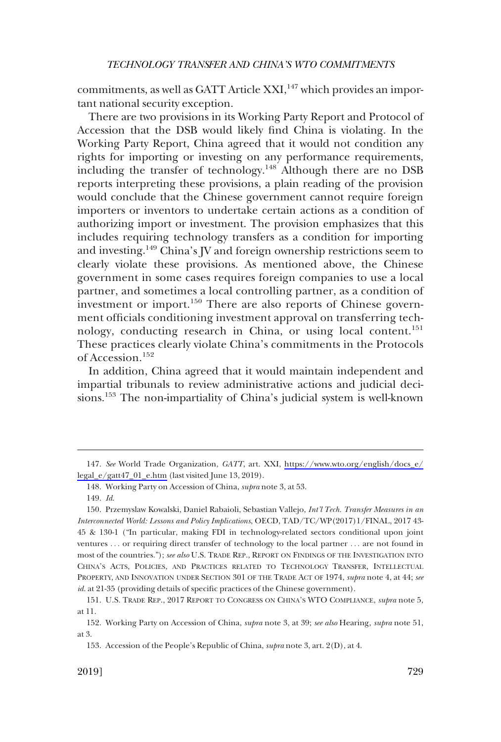commitments, as well as GATT Article XXI,[147] which provides an important national security exception.

There are two provisions in its Working Party Report and Protocol of Accession that the DSB would likely find China is violating. In the Working Party Report, China agreed that it would not condition any rights for importing or investing on any performance requirements, including the transfer of technology.[148] Although there are no DSB reports interpreting these provisions, a plain reading of the provision would conclude that the Chinese government cannot require foreign importers or inventors to undertake certain actions as a condition of authorizing import or investment. The provision emphasizes that this includes requiring technology transfers as a condition for importing and investing.[149] China's JV and foreign ownership restrictions seem to clearly violate these provisions. As mentioned above, the Chinese government in some cases requires foreign companies to use a local partner, and sometimes a local controlling partner, as a condition of investment or import.[150] There are also reports of Chinese government officials conditioning investment approval on transferring technology, conducting research in China, or using local content.[151] These practices clearly violate China's commitments in the Protocols of Accession.[152]

In addition, China agreed that it would maintain independent and impartial tribunals to review administrative actions and judicial decisions.[153] The non-impartiality of China's judicial system is well-known

---

147. *See* World Trade Organization, *GATT*, art. XXI, https://www.wto.org/english/docs_e/legal_e/gatt47_01_e.htm (last visited June 13, 2019).

148. Working Party on Accession of China, *supra* note 3, at 53.

149. *Id.*

150. Przemyslaw Kowalski, Daniel Rabaioli, Sebastian Vallejo, *Int'l Tech. Transfer Measures in an Interconnected World: Lessons and Policy Implications*, OECD, TAD/TC/WP(2017)1/FINAL, 2017 43-45 & 130-1 ("In particular, making FDI in technology-related sectors conditional upon joint ventures . . . or requiring direct transfer of technology to the local partner . . . are not found in most of the countries."); *see also* U.S. TRADE REP., REPORT ON FINDINGS OF THE INVESTIGATION INTO CHINA'S ACTS, POLICIES, AND PRACTICES RELATED TO TECHNOLOGY TRANSFER, INTELLECTUAL PROPERTY, AND INNOVATION UNDER SECTION 301 OF THE TRADE ACT OF 1974, *supra* note 4, at 44; *see id.* at 21-35 (providing details of specific practices of the Chinese government).

151. U.S. TRADE REP., 2017 REPORT TO CONGRESS ON CHINA'S WTO COMPLIANCE, *supra* note 5, at 11.

152. Working Party on Accession of China, *supra* note 3, at 39; *see also* Hearing, *supra* note 51, at 3.

153. Accession of the People's Republic of China, *supra* note 3, art. 2(D), at 4.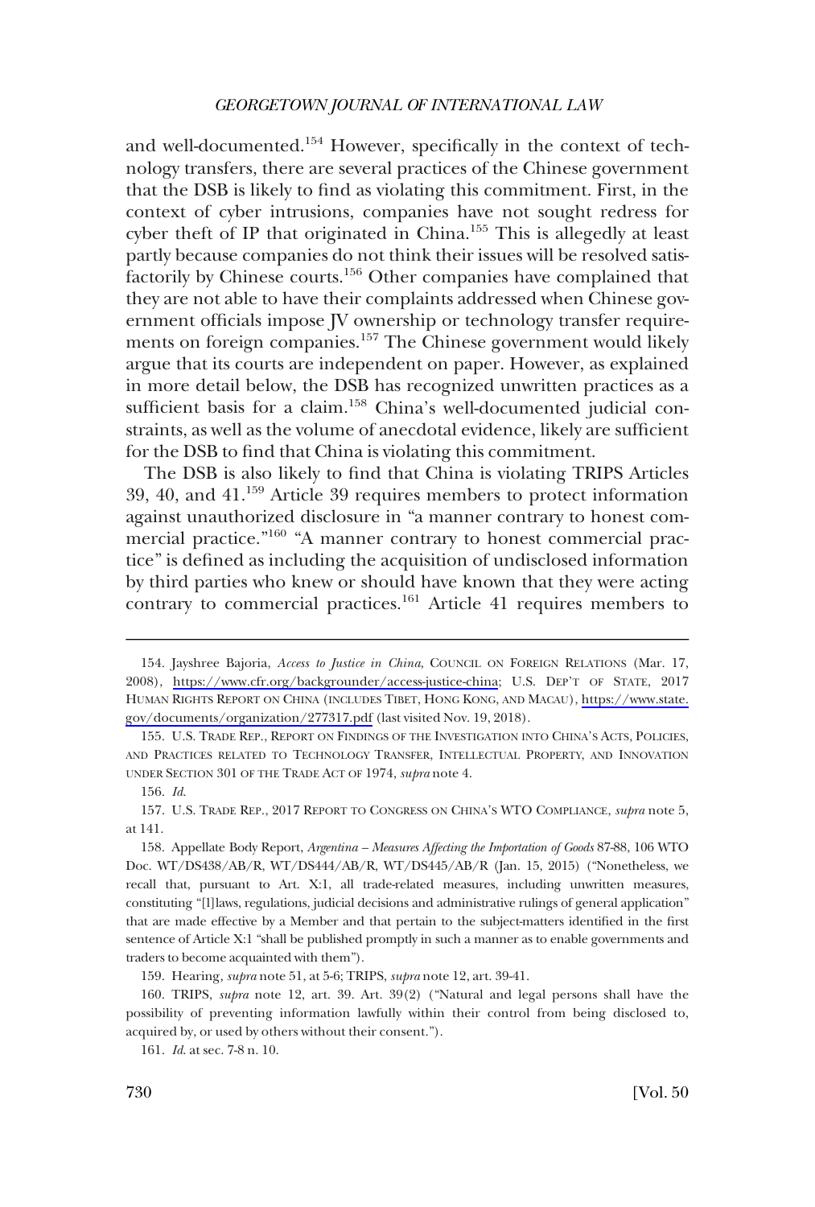and well-documented.[154] However, specifically in the context of technology transfers, there are several practices of the Chinese government that the DSB is likely to find as violating this commitment. First, in the context of cyber intrusions, companies have not sought redress for cyber theft of IP that originated in China.[155] This is allegedly at least partly because companies do not think their issues will be resolved satisfactorily by Chinese courts.[156] Other companies have complained that they are not able to have their complaints addressed when Chinese government officials impose JV ownership or technology transfer requirements on foreign companies.[157] The Chinese government would likely argue that its courts are independent on paper. However, as explained in more detail below, the DSB has recognized unwritten practices as a sufficient basis for a claim.[158] China's well-documented judicial constraints, as well as the volume of anecdotal evidence, likely are sufficient for the DSB to find that China is violating this commitment.

The DSB is also likely to find that China is violating TRIPS Articles 39, 40, and 41.[159] Article 39 requires members to protect information against unauthorized disclosure in "a manner contrary to honest commercial practice."[160] "A manner contrary to honest commercial practice" is defined as including the acquisition of undisclosed information by third parties who knew or should have known that they were acting contrary to commercial practices.[161] Article 41 requires members to

---

154. Jayshree Bajoria, *Access to Justice in China*, COUNCIL ON FOREIGN RELATIONS (Mar. 17, 2008), https://www.cfr.org/backgrounder/access-justice-china; U.S. DEP'T OF STATE, 2017 HUMAN RIGHTS REPORT ON CHINA (INCLUDES TIBET, HONG KONG, AND MACAU), https://www.state.gov/documents/organization/277317.pdf (last visited Nov. 19, 2018).

155. U.S. TRADE REP., REPORT ON FINDINGS OF THE INVESTIGATION INTO CHINA'S ACTS, POLICIES, AND PRACTICES RELATED TO TECHNOLOGY TRANSFER, INTELLECTUAL PROPERTY, AND INNOVATION UNDER SECTION 301 OF THE TRADE ACT OF 1974, *supra* note 4.

156. *Id.*

157. U.S. TRADE REP., 2017 REPORT TO CONGRESS ON CHINA'S WTO COMPLIANCE, *supra* note 5, at 141.

158. Appellate Body Report, *Argentina – Measures Affecting the Importation of Goods* 87-88, 106 WTO Doc. WT/DS438/AB/R, WT/DS444/AB/R, WT/DS445/AB/R (Jan. 15, 2015) ("Nonetheless, we recall that, pursuant to Art. X:1, all trade-related measures, including unwritten measures, constituting "[l]aws, regulations, judicial decisions and administrative rulings of general application" that are made effective by a Member and that pertain to the subject-matters identified in the first sentence of Article X:1 "shall be published promptly in such a manner as to enable governments and traders to become acquainted with them").

159. Hearing, *supra* note 51, at 5-6; TRIPS, *supra* note 12, art. 39-41.

160. TRIPS, *supra* note 12, art. 39. Art. 39(2) ("Natural and legal persons shall have the possibility of preventing information lawfully within their control from being disclosed to, acquired by, or used by others without their consent.").

161. *Id.* at sec. 7-8 n. 10.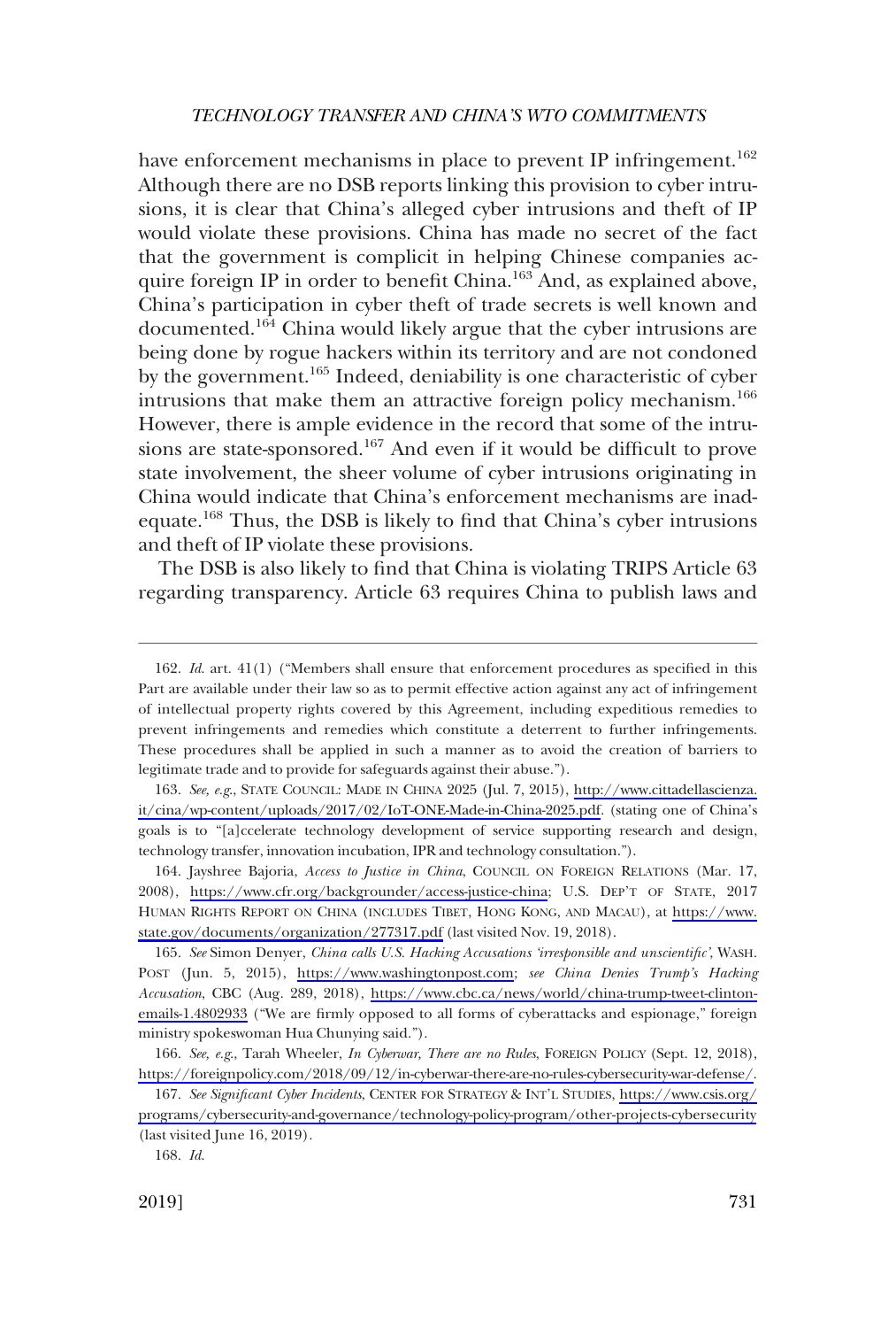have enforcement mechanisms in place to prevent IP infringement.[162] Although there are no DSB reports linking this provision to cyber intrusions, it is clear that China's alleged cyber intrusions and theft of IP would violate these provisions. China has made no secret of the fact that the government is complicit in helping Chinese companies acquire foreign IP in order to benefit China.[163] And, as explained above, China's participation in cyber theft of trade secrets is well known and documented.[164] China would likely argue that the cyber intrusions are being done by rogue hackers within its territory and are not condoned by the government.[165] Indeed, deniability is one characteristic of cyber intrusions that make them an attractive foreign policy mechanism.[166] However, there is ample evidence in the record that some of the intrusions are state-sponsored.[167] And even if it would be difficult to prove state involvement, the sheer volume of cyber intrusions originating in China would indicate that China's enforcement mechanisms are inadequate.[168] Thus, the DSB is likely to find that China's cyber intrusions and theft of IP violate these provisions.

The DSB is also likely to find that China is violating TRIPS Article 63 regarding transparency. Article 63 requires China to publish laws and

---

162. *Id.* art. 41(1) ("Members shall ensure that enforcement procedures as specified in this Part are available under their law so as to permit effective action against any act of infringement of intellectual property rights covered by this Agreement, including expeditious remedies to prevent infringements and remedies which constitute a deterrent to further infringements. These procedures shall be applied in such a manner as to avoid the creation of barriers to legitimate trade and to provide for safeguards against their abuse.").

163. *See, e.g.*, STATE COUNCIL: MADE IN CHINA 2025 (Jul. 7, 2015), http://www.cittadellascienza.it/cina/wp-content/uploads/2017/02/IoT-ONE-Made-in-China-2025.pdf. (stating one of China's goals is to "[a]ccelerate technology development of service supporting research and design, technology transfer, innovation incubation, IPR and technology consultation.").

164. Jayshree Bajoria, *Access to Justice in China*, COUNCIL ON FOREIGN RELATIONS (Mar. 17, 2008), https://www.cfr.org/backgrounder/access-justice-china; U.S. DEP'T OF STATE, 2017 HUMAN RIGHTS REPORT ON CHINA (INCLUDES TIBET, HONG KONG, AND MACAU), at https://www.state.gov/documents/organization/277317.pdf (last visited Nov. 19, 2018).

165. *See* Simon Denyer, *China calls U.S. Hacking Accusations 'irresponsible and unscientific'*, WASH. POST (Jun. 5, 2015), https://www.washingtonpost.com; *see China Denies Trump's Hacking Accusation*, CBC (Aug. 289, 2018), https://www.cbc.ca/news/world/china-trump-tweet-clinton-emails-1.4802933 ("We are firmly opposed to all forms of cyberattacks and espionage," foreign ministry spokeswoman Hua Chunying said.").

166. *See, e.g.*, Tarah Wheeler, *In Cyberwar, There are no Rules*, FOREIGN POLICY (Sept. 12, 2018), https://foreignpolicy.com/2018/09/12/in-cyberwar-there-are-no-rules-cybersecurity-war-defense/.

167. *See Significant Cyber Incidents*, CENTER FOR STRATEGY & INT'L STUDIES, https://www.csis.org/programs/cybersecurity-and-governance/technology-policy-program/other-projects-cybersecurity (last visited June 16, 2019).

168. *Id.*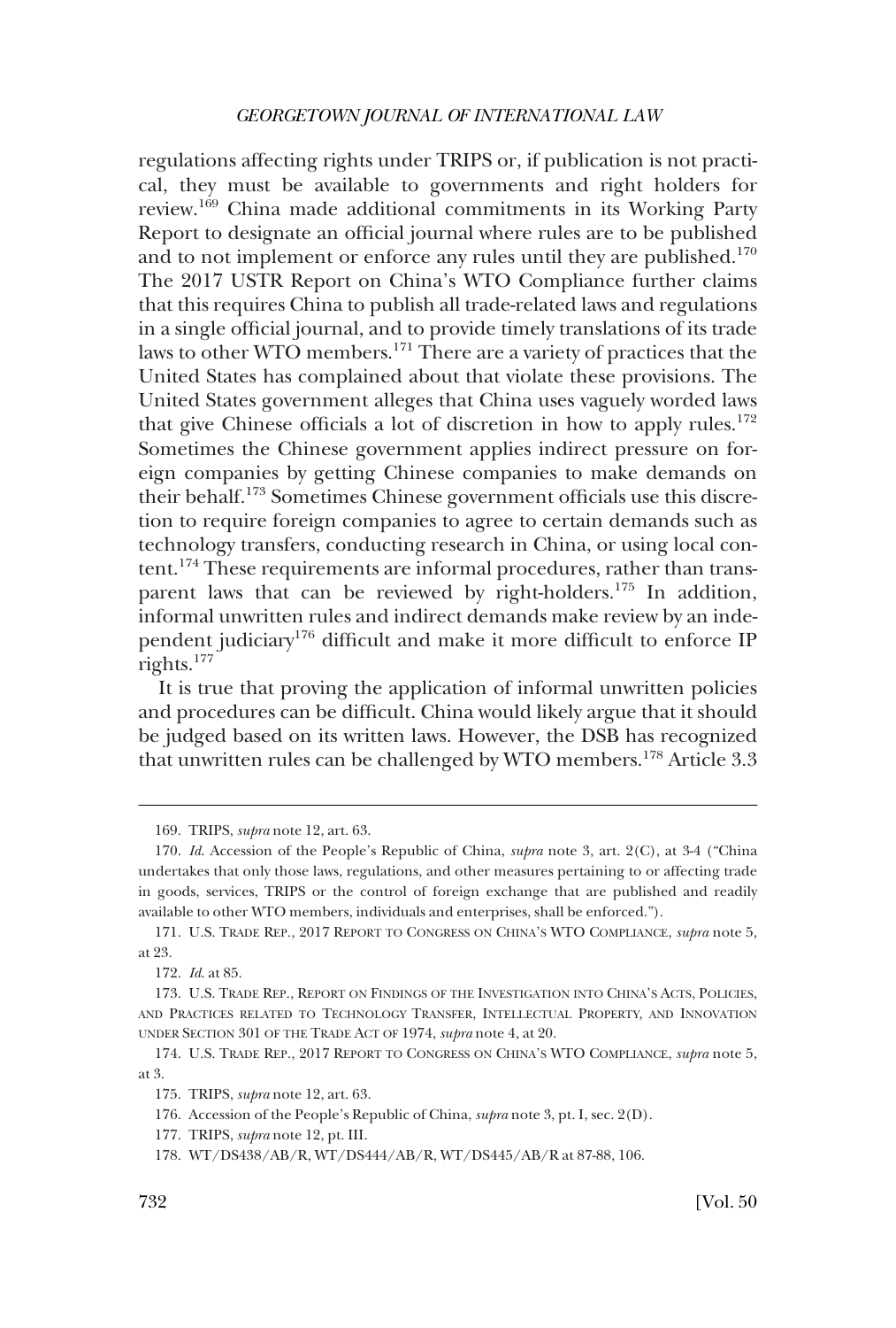regulations affecting rights under TRIPS or, if publication is not practical, they must be available to governments and right holders for review.[169] China made additional commitments in its Working Party Report to designate an official journal where rules are to be published and to not implement or enforce any rules until they are published.[170] The 2017 USTR Report on China's WTO Compliance further claims that this requires China to publish all trade-related laws and regulations in a single official journal, and to provide timely translations of its trade laws to other WTO members.[171] There are a variety of practices that the United States has complained about that violate these provisions. The United States government alleges that China uses vaguely worded laws that give Chinese officials a lot of discretion in how to apply rules.[172] Sometimes the Chinese government applies indirect pressure on foreign companies by getting Chinese companies to make demands on their behalf.[173] Sometimes Chinese government officials use this discretion to require foreign companies to agree to certain demands such as technology transfers, conducting research in China, or using local content.[174] These requirements are informal procedures, rather than transparent laws that can be reviewed by right-holders.[175] In addition, informal unwritten rules and indirect demands make review by an independent judiciary[176] difficult and make it more difficult to enforce IP rights.[177]

It is true that proving the application of informal unwritten policies and procedures can be difficult. China would likely argue that it should be judged based on its written laws. However, the DSB has recognized that unwritten rules can be challenged by WTO members.[178] Article 3.3

---

169. TRIPS, *supra* note 12, art. 63.

170. *Id*. Accession of the People's Republic of China, *supra* note 3, art. 2(C), at 3-4 ("China undertakes that only those laws, regulations, and other measures pertaining to or affecting trade in goods, services, TRIPS or the control of foreign exchange that are published and readily available to other WTO members, individuals and enterprises, shall be enforced.").

171. U.S. TRADE REP., 2017 REPORT TO CONGRESS ON CHINA'S WTO COMPLIANCE, *supra* note 5, at 23.

172. *Id*. at 85.

173. U.S. TRADE REP., REPORT ON FINDINGS OF THE INVESTIGATION INTO CHINA'S ACTS, POLICIES, AND PRACTICES RELATED TO TECHNOLOGY TRANSFER, INTELLECTUAL PROPERTY, AND INNOVATION UNDER SECTION 301 OF THE TRADE ACT OF 1974, *supra* note 4, at 20.

174. U.S. TRADE REP., 2017 REPORT TO CONGRESS ON CHINA'S WTO COMPLIANCE, *supra* note 5, at 3.

175. TRIPS, *supra* note 12, art. 63.

176. Accession of the People's Republic of China, *supra* note 3, pt. I, sec. 2(D).

177. TRIPS, *supra* note 12, pt. III.

178. WT/DS438/AB/R, WT/DS444/AB/R, WT/DS445/AB/R at 87-88, 106.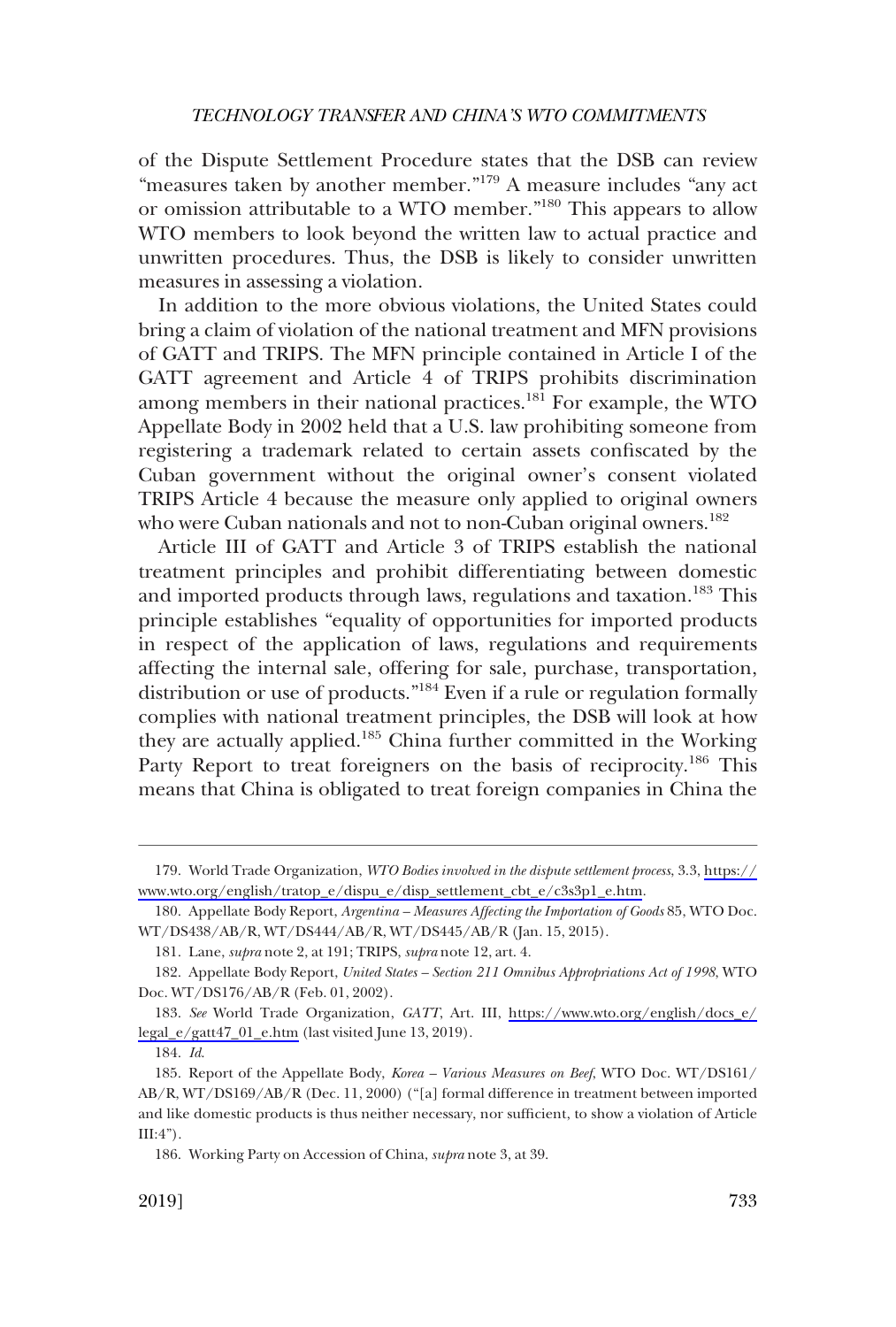of the Dispute Settlement Procedure states that the DSB can review "measures taken by another member."[179] A measure includes "any act or omission attributable to a WTO member."[180] This appears to allow WTO members to look beyond the written law to actual practice and unwritten procedures. Thus, the DSB is likely to consider unwritten measures in assessing a violation.

In addition to the more obvious violations, the United States could bring a claim of violation of the national treatment and MFN provisions of GATT and TRIPS. The MFN principle contained in Article I of the GATT agreement and Article 4 of TRIPS prohibits discrimination among members in their national practices.[181] For example, the WTO Appellate Body in 2002 held that a U.S. law prohibiting someone from registering a trademark related to certain assets confiscated by the Cuban government without the original owner's consent violated TRIPS Article 4 because the measure only applied to original owners who were Cuban nationals and not to non-Cuban original owners.[182]

Article III of GATT and Article 3 of TRIPS establish the national treatment principles and prohibit differentiating between domestic and imported products through laws, regulations and taxation.[183] This principle establishes "equality of opportunities for imported products in respect of the application of laws, regulations and requirements affecting the internal sale, offering for sale, purchase, transportation, distribution or use of products."[184] Even if a rule or regulation formally complies with national treatment principles, the DSB will look at how they are actually applied.[185] China further committed in the Working Party Report to treat foreigners on the basis of reciprocity.[186] This means that China is obligated to treat foreign companies in China the

---

179. World Trade Organization, *WTO Bodies involved in the dispute settlement process*, 3.3, https://www.wto.org/english/tratop_e/dispu_e/disp_settlement_cbt_e/c3s3p1_e.htm.

180. Appellate Body Report, *Argentina – Measures Affecting the Importation of Goods* 85, WTO Doc. WT/DS438/AB/R, WT/DS444/AB/R, WT/DS445/AB/R (Jan. 15, 2015).

181. Lane, *supra* note 2, at 191; TRIPS, *supra* note 12, art. 4.

182. Appellate Body Report, *United States – Section 211 Omnibus Appropriations Act of 1998*, WTO Doc. WT/DS176/AB/R (Feb. 01, 2002).

183. *See* World Trade Organization, *GATT*, Art. III, https://www.wto.org/english/docs_e/legal_e/gatt47_01_e.htm (last visited June 13, 2019).

184. *Id*.

185. Report of the Appellate Body, *Korea – Various Measures on Beef*, WTO Doc. WT/DS161/AB/R, WT/DS169/AB/R (Dec. 11, 2000) ("[a] formal difference in treatment between imported and like domestic products is thus neither necessary, nor sufficient, to show a violation of Article III:4").

186. Working Party on Accession of China, *supra* note 3, at 39.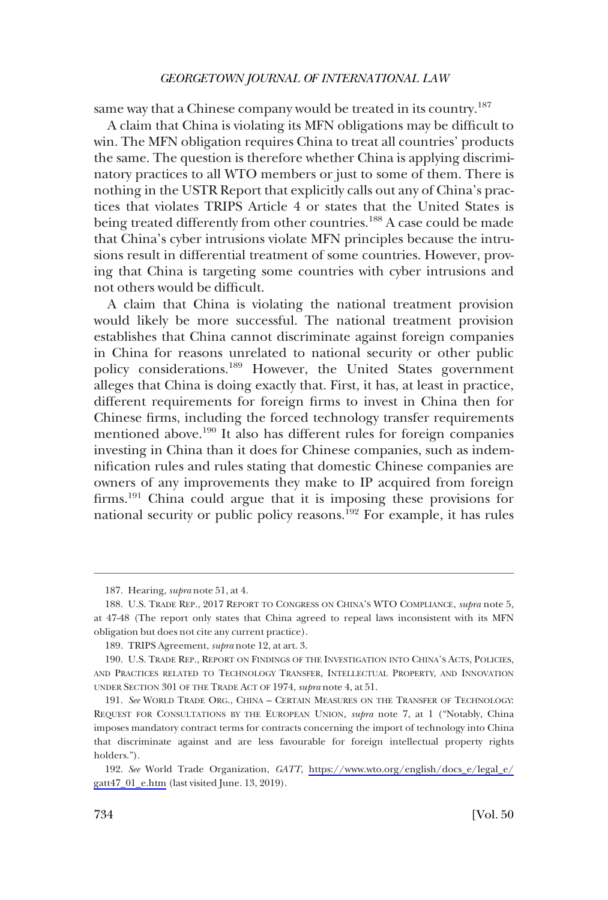same way that a Chinese company would be treated in its country.[187]

A claim that China is violating its MFN obligations may be difficult to win. The MFN obligation requires China to treat all countries' products the same. The question is therefore whether China is applying discriminatory practices to all WTO members or just to some of them. There is nothing in the USTR Report that explicitly calls out any of China's practices that violates TRIPS Article 4 or states that the United States is being treated differently from other countries.[188] A case could be made that China's cyber intrusions violate MFN principles because the intrusions result in differential treatment of some countries. However, proving that China is targeting some countries with cyber intrusions and not others would be difficult.

A claim that China is violating the national treatment provision would likely be more successful. The national treatment provision establishes that China cannot discriminate against foreign companies in China for reasons unrelated to national security or other public policy considerations.[189] However, the United States government alleges that China is doing exactly that. First, it has, at least in practice, different requirements for foreign firms to invest in China then for Chinese firms, including the forced technology transfer requirements mentioned above.[190] It also has different rules for foreign companies investing in China than it does for Chinese companies, such as indemnification rules and rules stating that domestic Chinese companies are owners of any improvements they make to IP acquired from foreign firms.[191] China could argue that it is imposing these provisions for national security or public policy reasons.[192] For example, it has rules

---

187. Hearing, *supra* note 51, at 4.

188. U.S. TRADE REP., 2017 REPORT TO CONGRESS ON CHINA'S WTO COMPLIANCE, *supra* note 5, at 47-48 (The report only states that China agreed to repeal laws inconsistent with its MFN obligation but does not cite any current practice).

189. TRIPS Agreement, *supra* note 12, at art. 3.

190. U.S. TRADE REP., REPORT ON FINDINGS OF THE INVESTIGATION INTO CHINA'S ACTS, POLICIES, AND PRACTICES RELATED TO TECHNOLOGY TRANSFER, INTELLECTUAL PROPERTY, AND INNOVATION UNDER SECTION 301 OF THE TRADE ACT OF 1974, *supra* note 4, at 51.

191. *See* WORLD TRADE ORG., CHINA – CERTAIN MEASURES ON THE TRANSFER OF TECHNOLOGY: REQUEST FOR CONSULTATIONS BY THE EUROPEAN UNION, *supra* note 7, at 1 ("Notably, China imposes mandatory contract terms for contracts concerning the import of technology into China that discriminate against and are less favourable for foreign intellectual property rights holders.").

192. *See* World Trade Organization, *GATT*, https://www.wto.org/english/docs_e/legal_e/gatt47_01_e.htm (last visited June. 13, 2019).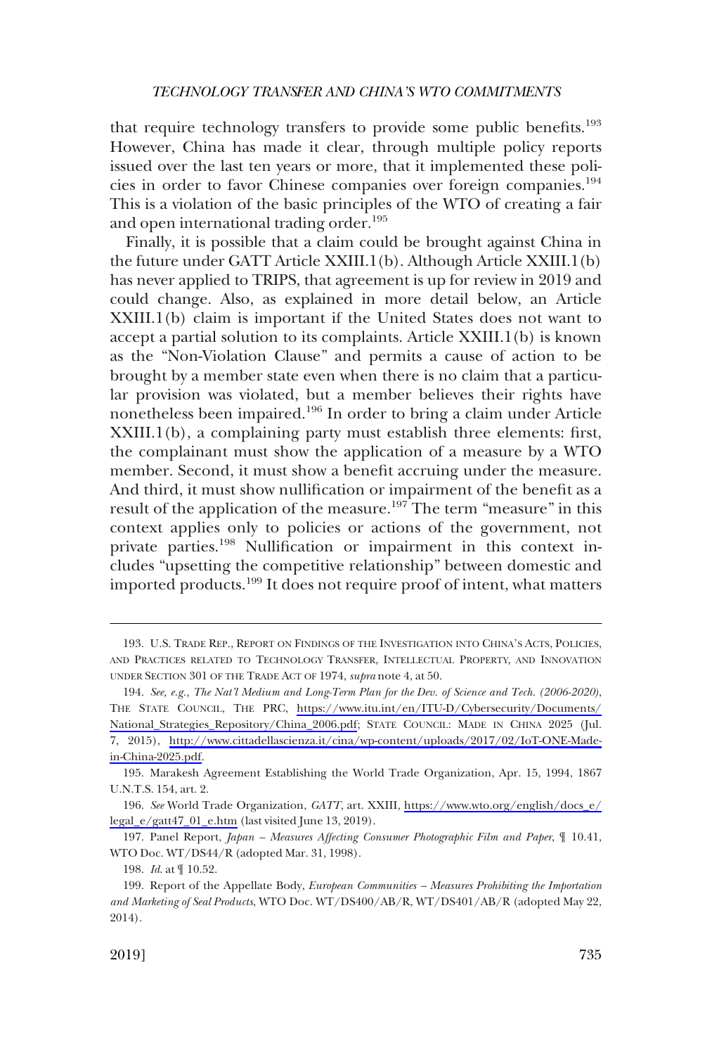that require technology transfers to provide some public benefits.[193] However, China has made it clear, through multiple policy reports issued over the last ten years or more, that it implemented these policies in order to favor Chinese companies over foreign companies.[194] This is a violation of the basic principles of the WTO of creating a fair and open international trading order.[195]

Finally, it is possible that a claim could be brought against China in the future under GATT Article XXIII.1(b). Although Article XXIII.1(b) has never applied to TRIPS, that agreement is up for review in 2019 and could change. Also, as explained in more detail below, an Article XXIII.1(b) claim is important if the United States does not want to accept a partial solution to its complaints. Article XXIII.1(b) is known as the "Non-Violation Clause" and permits a cause of action to be brought by a member state even when there is no claim that a particular provision was violated, but a member believes their rights have nonetheless been impaired.[196] In order to bring a claim under Article XXIII.1(b), a complaining party must establish three elements: first, the complainant must show the application of a measure by a WTO member. Second, it must show a benefit accruing under the measure. And third, it must show nullification or impairment of the benefit as a result of the application of the measure.[197] The term "measure" in this context applies only to policies or actions of the government, not private parties.[198] Nullification or impairment in this context includes "upsetting the competitive relationship" between domestic and imported products.[199] It does not require proof of intent, what matters

---

193. U.S. TRADE REP., REPORT ON FINDINGS OF THE INVESTIGATION INTO CHINA'S ACTS, POLICIES, AND PRACTICES RELATED TO TECHNOLOGY TRANSFER, INTELLECTUAL PROPERTY, AND INNOVATION UNDER SECTION 301 OF THE TRADE ACT OF 1974, *supra* note 4, at 50.

194. *See, e.g., The Nat'l Medium and Long-Term Plan for the Dev. of Science and Tech. (2006-2020)*, THE STATE COUNCIL, THE PRC, https://www.itu.int/en/ITU-D/Cybersecurity/Documents/National_Strategies_Repository/China_2006.pdf; STATE COUNCIL: MADE IN CHINA 2025 (Jul. 7, 2015), http://www.cittadellascienza.it/cina/wp-content/uploads/2017/02/IoT-ONE-Made-in-China-2025.pdf.

195. Marakesh Agreement Establishing the World Trade Organization, Apr. 15, 1994, 1867 U.N.T.S. 154, art. 2.

196. *See* World Trade Organization, *GATT*, art. XXIII, https://www.wto.org/english/docs_e/legal_e/gatt47_01_e.htm (last visited June 13, 2019).

197. Panel Report, *Japan – Measures Affecting Consumer Photographic Film and Paper*, ¶ 10.41, WTO Doc. WT/DS44/R (adopted Mar. 31, 1998).

198. *Id*. at ¶ 10.52.

199. Report of the Appellate Body, *European Communities – Measures Prohibiting the Importation and Marketing of Seal Products*, WTO Doc. WT/DS400/AB/R, WT/DS401/AB/R (adopted May 22, 2014).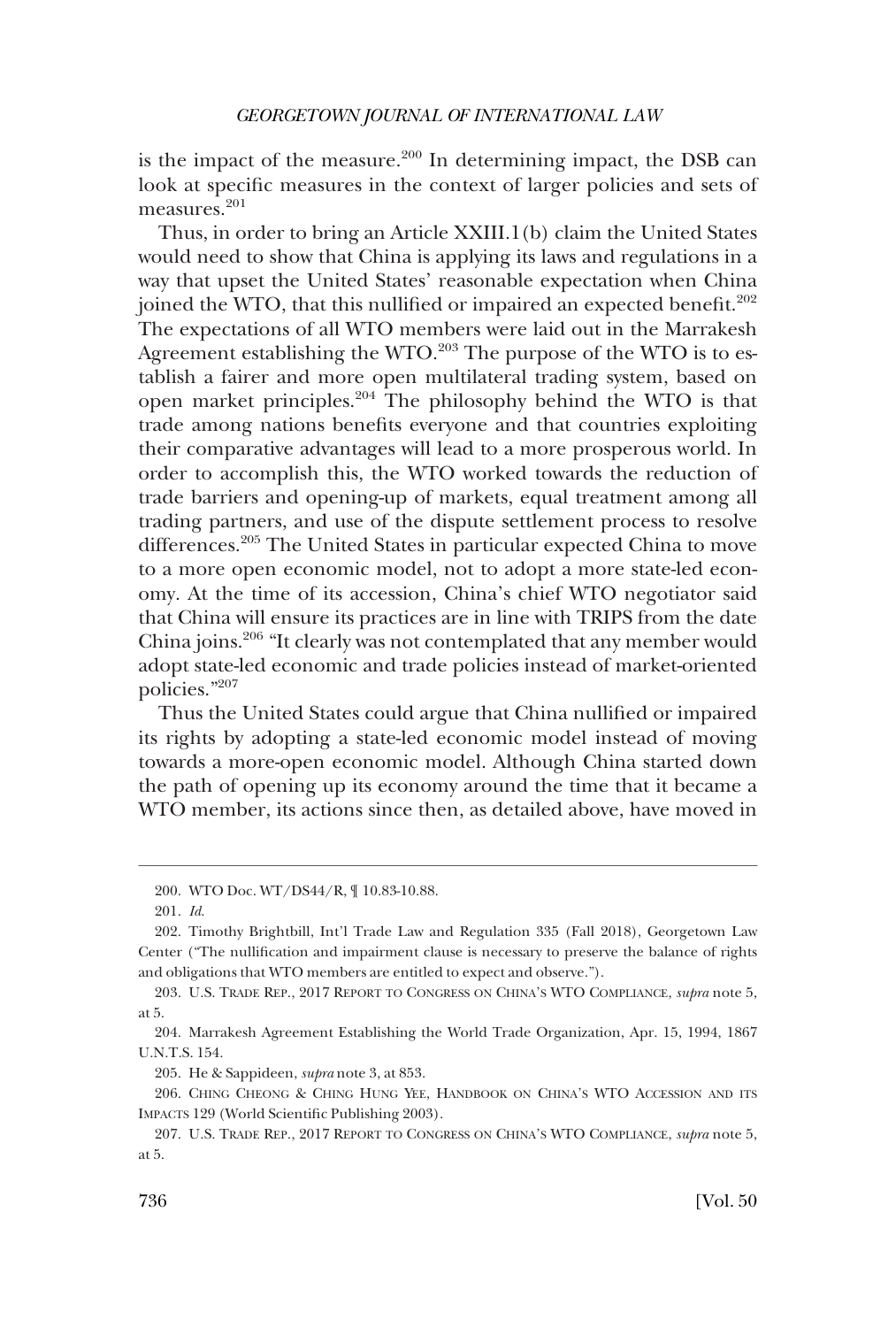is the impact of the measure.[200] In determining impact, the DSB can look at specific measures in the context of larger policies and sets of measures.[201]

Thus, in order to bring an Article XXIII.1(b) claim the United States would need to show that China is applying its laws and regulations in a way that upset the United States' reasonable expectation when China joined the WTO, that this nullified or impaired an expected benefit.[202] The expectations of all WTO members were laid out in the Marrakesh Agreement establishing the WTO.[203] The purpose of the WTO is to establish a fairer and more open multilateral trading system, based on open market principles.[204] The philosophy behind the WTO is that trade among nations benefits everyone and that countries exploiting their comparative advantages will lead to a more prosperous world. In order to accomplish this, the WTO worked towards the reduction of trade barriers and opening-up of markets, equal treatment among all trading partners, and use of the dispute settlement process to resolve differences.[205] The United States in particular expected China to move to a more open economic model, not to adopt a more state-led economy. At the time of its accession, China's chief WTO negotiator said that China will ensure its practices are in line with TRIPS from the date China joins.[206] "It clearly was not contemplated that any member would adopt state-led economic and trade policies instead of market-oriented policies."[207]

Thus the United States could argue that China nullified or impaired its rights by adopting a state-led economic model instead of moving towards a more-open economic model. Although China started down the path of opening up its economy around the time that it became a WTO member, its actions since then, as detailed above, have moved in

---

200. WTO Doc. WT/DS44/R, ¶ 10.83-10.88.

201. *Id.*

202. Timothy Brightbill, Int'l Trade Law and Regulation 335 (Fall 2018), Georgetown Law Center ("The nullification and impairment clause is necessary to preserve the balance of rights and obligations that WTO members are entitled to expect and observe.").

203. U.S. TRADE REP., 2017 REPORT TO CONGRESS ON CHINA'S WTO COMPLIANCE, *supra* note 5, at 5.

204. Marrakesh Agreement Establishing the World Trade Organization, Apr. 15, 1994, 1867 U.N.T.S. 154.

205. He & Sappideen, *supra* note 3, at 853.

206. CHING CHEONG & CHING HUNG YEE, HANDBOOK ON CHINA'S WTO ACCESSION AND ITS IMPACTS 129 (World Scientific Publishing 2003).

207. U.S. TRADE REP., 2017 REPORT TO CONGRESS ON CHINA'S WTO COMPLIANCE, *supra* note 5, at 5.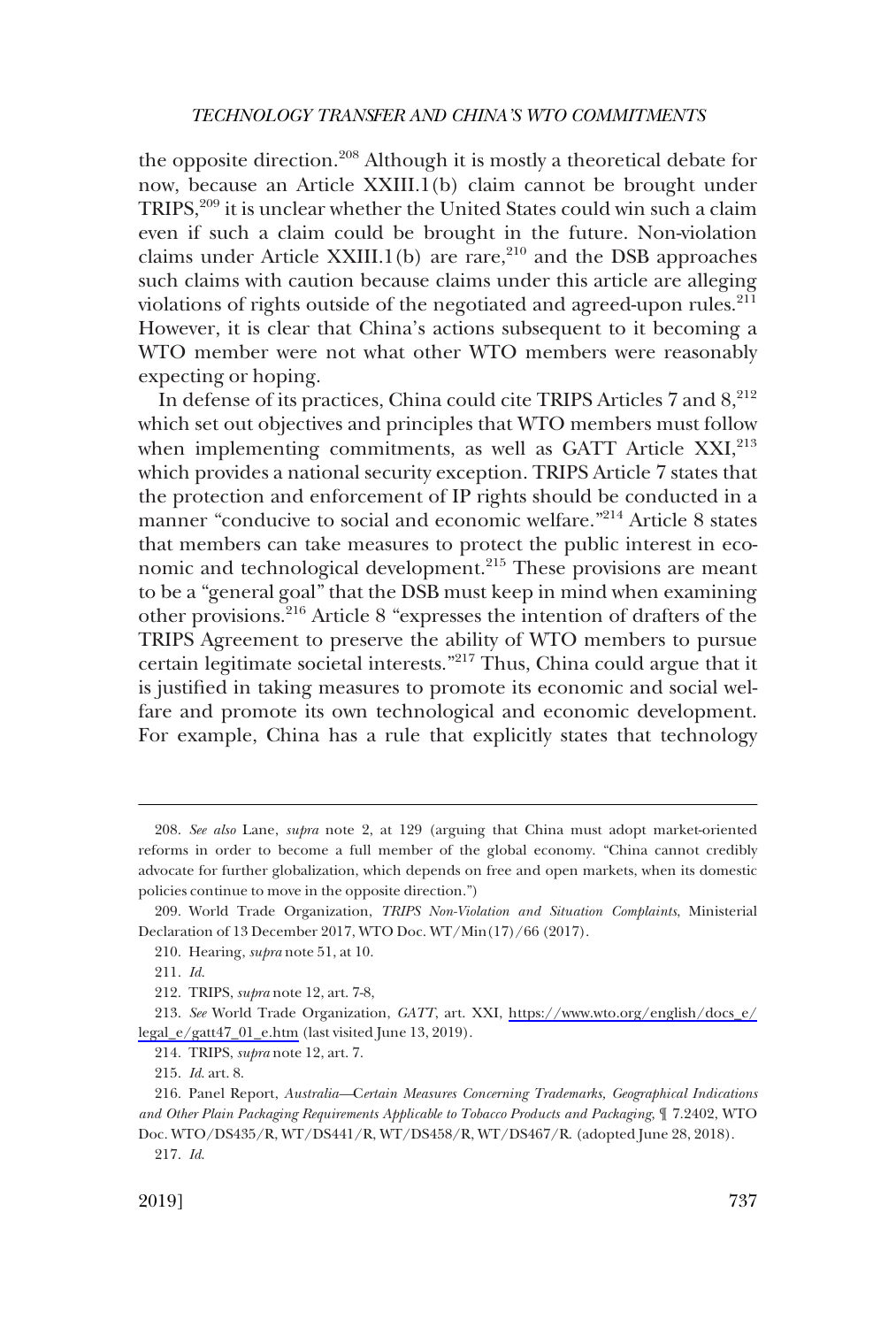the opposite direction.[208] Although it is mostly a theoretical debate for now, because an Article XXIII.1(b) claim cannot be brought under TRIPS,[209] it is unclear whether the United States could win such a claim even if such a claim could be brought in the future. Non-violation claims under Article XXIII.1(b) are rare,[210] and the DSB approaches such claims with caution because claims under this article are alleging violations of rights outside of the negotiated and agreed-upon rules.[211] However, it is clear that China's actions subsequent to it becoming a WTO member were not what other WTO members were reasonably expecting or hoping.

In defense of its practices, China could cite TRIPS Articles 7 and 8,[212] which set out objectives and principles that WTO members must follow when implementing commitments, as well as GATT Article XXI,[213] which provides a national security exception. TRIPS Article 7 states that the protection and enforcement of IP rights should be conducted in a manner "conducive to social and economic welfare."[214] Article 8 states that members can take measures to protect the public interest in economic and technological development.[215] These provisions are meant to be a "general goal" that the DSB must keep in mind when examining other provisions.[216] Article 8 "expresses the intention of drafters of the TRIPS Agreement to preserve the ability of WTO members to pursue certain legitimate societal interests."[217] Thus, China could argue that it is justified in taking measures to promote its economic and social welfare and promote its own technological and economic development. For example, China has a rule that explicitly states that technology

---

208. *See also* Lane, *supra* note 2, at 129 (arguing that China must adopt market-oriented reforms in order to become a full member of the global economy. "China cannot credibly advocate for further globalization, which depends on free and open markets, when its domestic policies continue to move in the opposite direction.")

209. World Trade Organization, *TRIPS Non-Violation and Situation Complaints*, Ministerial Declaration of 13 December 2017, WTO Doc. WT/Min(17)/66 (2017).

210. Hearing, *supra* note 51, at 10.

211. *Id*.

212. TRIPS, *supra* note 12, art. 7-8,

213. *See* World Trade Organization, *GATT*, art. XXI, https://www.wto.org/english/docs_e/legal_e/gatt47_01_e.htm (last visited June 13, 2019).

214. TRIPS, *supra* note 12, art. 7.

215. *Id*. art. 8.

216. Panel Report, *Australia—Certain Measures Concerning Trademarks, Geographical Indications and Other Plain Packaging Requirements Applicable to Tobacco Products and Packaging*, ¶ 7.2402, WTO Doc. WTO/DS435/R, WT/DS441/R, WT/DS458/R, WT/DS467/R. (adopted June 28, 2018).

217. *Id*.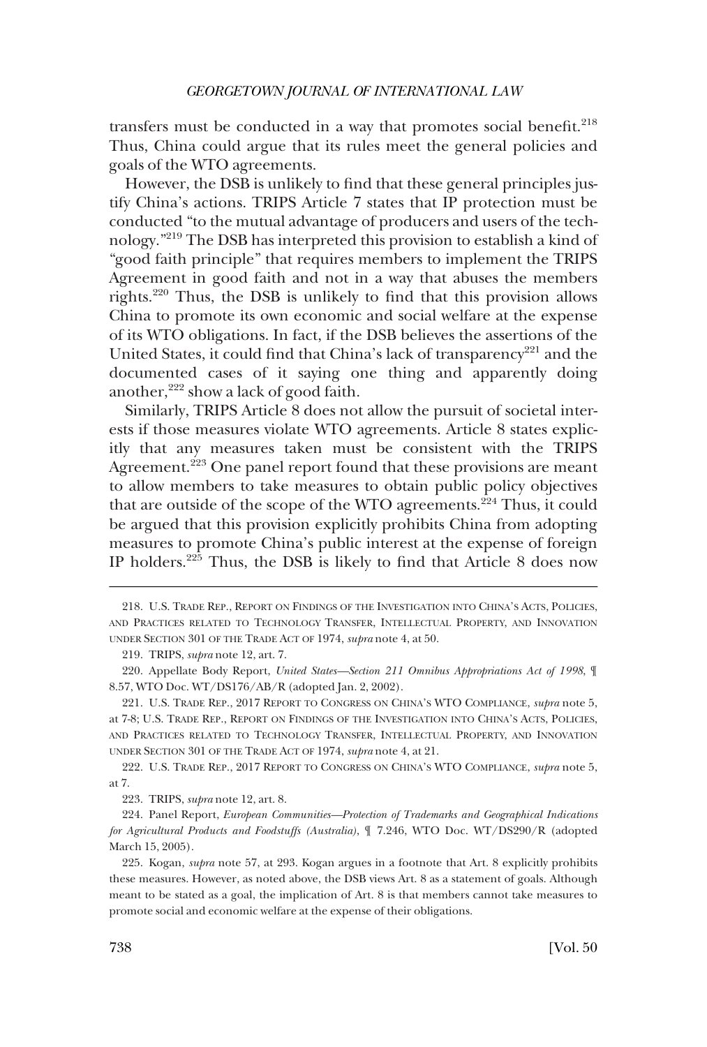transfers must be conducted in a way that promotes social benefit.[218] Thus, China could argue that its rules meet the general policies and goals of the WTO agreements.

However, the DSB is unlikely to find that these general principles justify China's actions. TRIPS Article 7 states that IP protection must be conducted "to the mutual advantage of producers and users of the technology."[219] The DSB has interpreted this provision to establish a kind of "good faith principle" that requires members to implement the TRIPS Agreement in good faith and not in a way that abuses the members rights.[220] Thus, the DSB is unlikely to find that this provision allows China to promote its own economic and social welfare at the expense of its WTO obligations. In fact, if the DSB believes the assertions of the United States, it could find that China's lack of transparency[221] and the documented cases of it saying one thing and apparently doing another,[222] show a lack of good faith.

Similarly, TRIPS Article 8 does not allow the pursuit of societal interests if those measures violate WTO agreements. Article 8 states explicitly that any measures taken must be consistent with the TRIPS Agreement.[223] One panel report found that these provisions are meant to allow members to take measures to obtain public policy objectives that are outside of the scope of the WTO agreements.[224] Thus, it could be argued that this provision explicitly prohibits China from adopting measures to promote China's public interest at the expense of foreign IP holders.[225] Thus, the DSB is likely to find that Article 8 does now

---

218. U.S. TRADE REP., REPORT ON FINDINGS OF THE INVESTIGATION INTO CHINA'S ACTS, POLICIES, AND PRACTICES RELATED TO TECHNOLOGY TRANSFER, INTELLECTUAL PROPERTY, AND INNOVATION UNDER SECTION 301 OF THE TRADE ACT OF 1974, *supra* note 4, at 50.

219. TRIPS, *supra* note 12, art. 7.

220. Appellate Body Report, *United States—Section 211 Omnibus Appropriations Act of 1998*, ¶ 8.57, WTO Doc. WT/DS176/AB/R (adopted Jan. 2, 2002).

221. U.S. TRADE REP., 2017 REPORT TO CONGRESS ON CHINA'S WTO COMPLIANCE, *supra* note 5, at 7-8; U.S. TRADE REP., REPORT ON FINDINGS OF THE INVESTIGATION INTO CHINA'S ACTS, POLICIES, AND PRACTICES RELATED TO TECHNOLOGY TRANSFER, INTELLECTUAL PROPERTY, AND INNOVATION UNDER SECTION 301 OF THE TRADE ACT OF 1974, *supra* note 4, at 21.

222. U.S. TRADE REP., 2017 REPORT TO CONGRESS ON CHINA'S WTO COMPLIANCE, *supra* note 5, at 7.

223. TRIPS, *supra* note 12, art. 8.

224. Panel Report, *European Communities—Protection of Trademarks and Geographical Indications for Agricultural Products and Foodstuffs (Australia)*, ¶ 7.246, WTO Doc. WT/DS290/R (adopted March 15, 2005).

225. Kogan, *supra* note 57, at 293. Kogan argues in a footnote that Art. 8 explicitly prohibits these measures. However, as noted above, the DSB views Art. 8 as a statement of goals. Although meant to be stated as a goal, the implication of Art. 8 is that members cannot take measures to promote social and economic welfare at the expense of their obligations.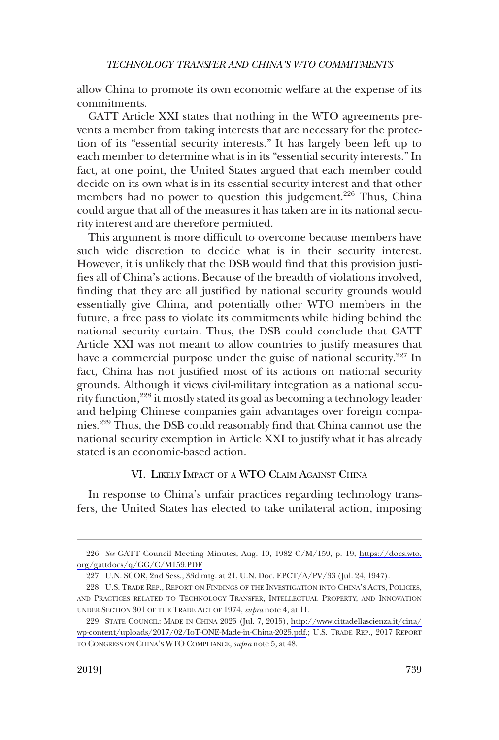allow China to promote its own economic welfare at the expense of its commitments.

GATT Article XXI states that nothing in the WTO agreements prevents a member from taking interests that are necessary for the protection of its "essential security interests." It has largely been left up to each member to determine what is in its "essential security interests." In fact, at one point, the United States argued that each member could decide on its own what is in its essential security interest and that other members had no power to question this judgement.[226] Thus, China could argue that all of the measures it has taken are in its national security interest and are therefore permitted.

This argument is more difficult to overcome because members have such wide discretion to decide what is in their security interest. However, it is unlikely that the DSB would find that this provision justifies all of China's actions. Because of the breadth of violations involved, finding that they are all justified by national security grounds would essentially give China, and potentially other WTO members in the future, a free pass to violate its commitments while hiding behind the national security curtain. Thus, the DSB could conclude that GATT Article XXI was not meant to allow countries to justify measures that have a commercial purpose under the guise of national security.[227] In fact, China has not justified most of its actions on national security grounds. Although it views civil-military integration as a national security function,[228] it mostly stated its goal as becoming a technology leader and helping Chinese companies gain advantages over foreign companies.[229] Thus, the DSB could reasonably find that China cannot use the national security exemption in Article XXI to justify what it has already stated is an economic-based action.

## VI. Likely Impact of a WTO Claim Against China

In response to China's unfair practices regarding technology transfers, the United States has elected to take unilateral action, imposing

---

226. *See* GATT Council Meeting Minutes, Aug. 10, 1982 C/M/159, p. 19, https://docs.wto.org/gattdocs/q/GG/C/M159.PDF

227. U.N. SCOR, 2nd Sess., 33d mtg. at 21, U.N. Doc. EPCT/A/PV/33 (Jul. 24, 1947).

228. U.S. Trade Rep., Report on Findings of the Investigation into China's Acts, Policies, and Practices related to Technology Transfer, Intellectual Property, and Innovation under Section 301 of the Trade Act of 1974, *supra* note 4, at 11.

229. State Council: Made in China 2025 (Jul. 7, 2015), http://www.cittadellascienza.it/cina/wp-content/uploads/2017/02/IoT-ONE-Made-in-China-2025.pdf.; U.S. Trade Rep., 2017 Report to Congress on China's WTO Compliance, *supra* note 5, at 48.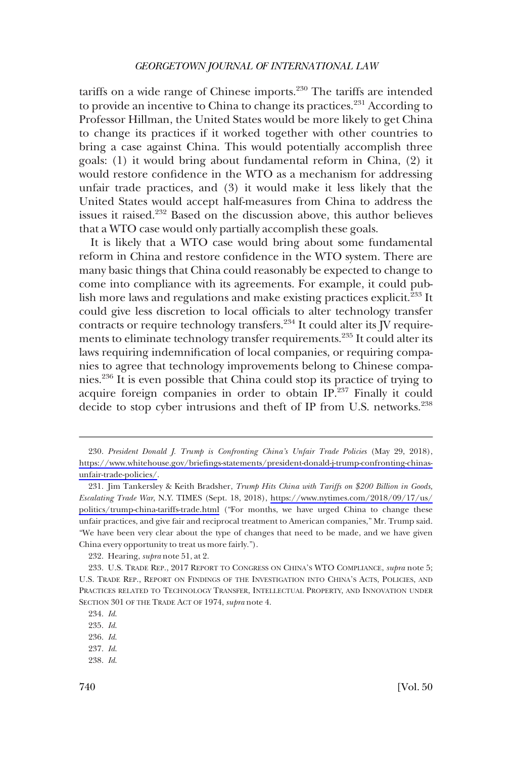tariffs on a wide range of Chinese imports.[230] The tariffs are intended to provide an incentive to China to change its practices.[231] According to Professor Hillman, the United States would be more likely to get China to change its practices if it worked together with other countries to bring a case against China. This would potentially accomplish three goals: (1) it would bring about fundamental reform in China, (2) it would restore confidence in the WTO as a mechanism for addressing unfair trade practices, and (3) it would make it less likely that the United States would accept half-measures from China to address the issues it raised.[232] Based on the discussion above, this author believes that a WTO case would only partially accomplish these goals.

It is likely that a WTO case would bring about some fundamental reform in China and restore confidence in the WTO system. There are many basic things that China could reasonably be expected to change to come into compliance with its agreements. For example, it could publish more laws and regulations and make existing practices explicit.[233] It could give less discretion to local officials to alter technology transfer contracts or require technology transfers.[234] It could alter its JV requirements to eliminate technology transfer requirements.[235] It could alter its laws requiring indemnification of local companies, or requiring companies to agree that technology improvements belong to Chinese companies.[236] It is even possible that China could stop its practice of trying to acquire foreign companies in order to obtain IP.[237] Finally it could decide to stop cyber intrusions and theft of IP from U.S. networks.[238]

---

230. *President Donald J. Trump is Confronting China's Unfair Trade Policies* (May 29, 2018), https://www.whitehouse.gov/briefings-statements/president-donald-j-trump-confronting-chinas-unfair-trade-policies/.

231. Jim Tankersley & Keith Bradsher, *Trump Hits China with Tariffs on $200 Billion in Goods, Escalating Trade War*, N.Y. TIMES (Sept. 18, 2018), https://www.nytimes.com/2018/09/17/us/politics/trump-china-tariffs-trade.html ("For months, we have urged China to change these unfair practices, and give fair and reciprocal treatment to American companies," Mr. Trump said. "We have been very clear about the type of changes that need to be made, and we have given China every opportunity to treat us more fairly.").

232. Hearing, *supra* note 51, at 2.

233. U.S. TRADE REP., 2017 REPORT TO CONGRESS ON CHINA'S WTO COMPLIANCE, *supra* note 5; U.S. TRADE REP., REPORT ON FINDINGS OF THE INVESTIGATION INTO CHINA'S ACTS, POLICIES, AND PRACTICES RELATED TO TECHNOLOGY TRANSFER, INTELLECTUAL PROPERTY, AND INNOVATION UNDER SECTION 301 OF THE TRADE ACT OF 1974, *supra* note 4.

234. *Id.*

235. *Id.*

236. *Id.*

237. *Id.*

238. *Id.*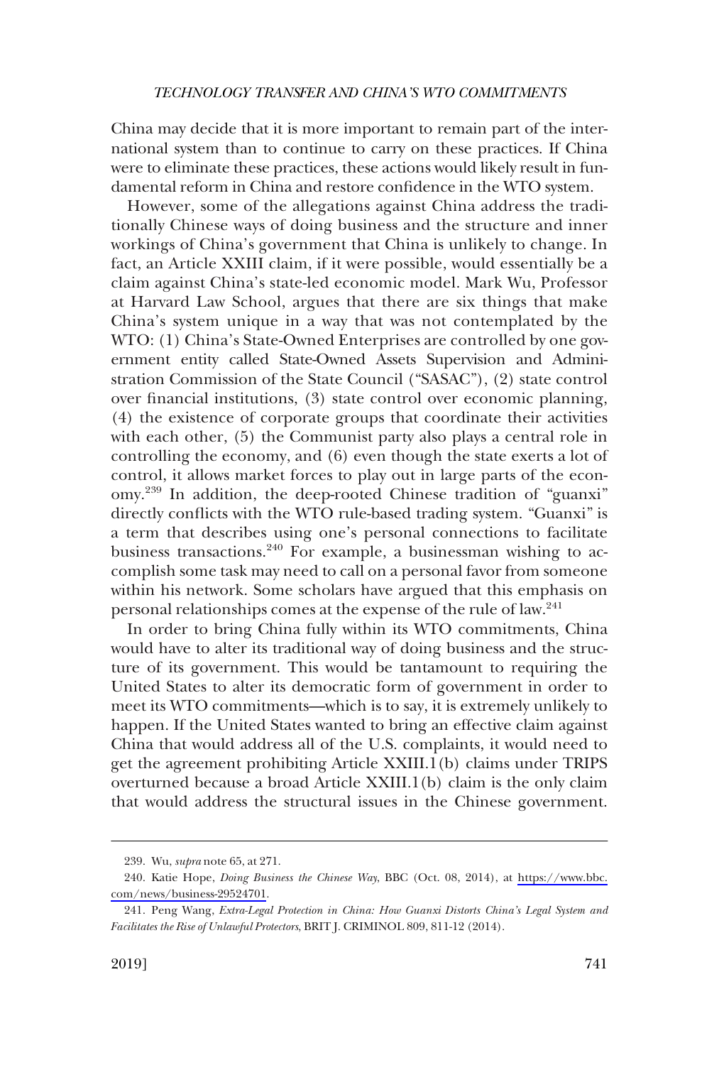China may decide that it is more important to remain part of the international system than to continue to carry on these practices. If China were to eliminate these practices, these actions would likely result in fundamental reform in China and restore confidence in the WTO system.

However, some of the allegations against China address the traditionally Chinese ways of doing business and the structure and inner workings of China's government that China is unlikely to change. In fact, an Article XXIII claim, if it were possible, would essentially be a claim against China's state-led economic model. Mark Wu, Professor at Harvard Law School, argues that there are six things that make China's system unique in a way that was not contemplated by the WTO: (1) China's State-Owned Enterprises are controlled by one government entity called State-Owned Assets Supervision and Administration Commission of the State Council ("SASAC"), (2) state control over financial institutions, (3) state control over economic planning, (4) the existence of corporate groups that coordinate their activities with each other, (5) the Communist party also plays a central role in controlling the economy, and (6) even though the state exerts a lot of control, it allows market forces to play out in large parts of the economy.[239] In addition, the deep-rooted Chinese tradition of "guanxi" directly conflicts with the WTO rule-based trading system. "Guanxi" is a term that describes using one's personal connections to facilitate business transactions.[240] For example, a businessman wishing to accomplish some task may need to call on a personal favor from someone within his network. Some scholars have argued that this emphasis on personal relationships comes at the expense of the rule of law.[241]

In order to bring China fully within its WTO commitments, China would have to alter its traditional way of doing business and the structure of its government. This would be tantamount to requiring the United States to alter its democratic form of government in order to meet its WTO commitments—which is to say, it is extremely unlikely to happen. If the United States wanted to bring an effective claim against China that would address all of the U.S. complaints, it would need to get the agreement prohibiting Article XXIII.1(b) claims under TRIPS overturned because a broad Article XXIII.1(b) claim is the only claim that would address the structural issues in the Chinese government.

---

239. Wu, *supra* note 65, at 271.

240. Katie Hope, *Doing Business the Chinese Way*, BBC (Oct. 08, 2014), at https://www.bbc.com/news/business-29524701.

241. Peng Wang, *Extra-Legal Protection in China: How Guanxi Distorts China's Legal System and Facilitates the Rise of Unlawful Protectors*, BRIT J. CRIMINOL 809, 811-12 (2014).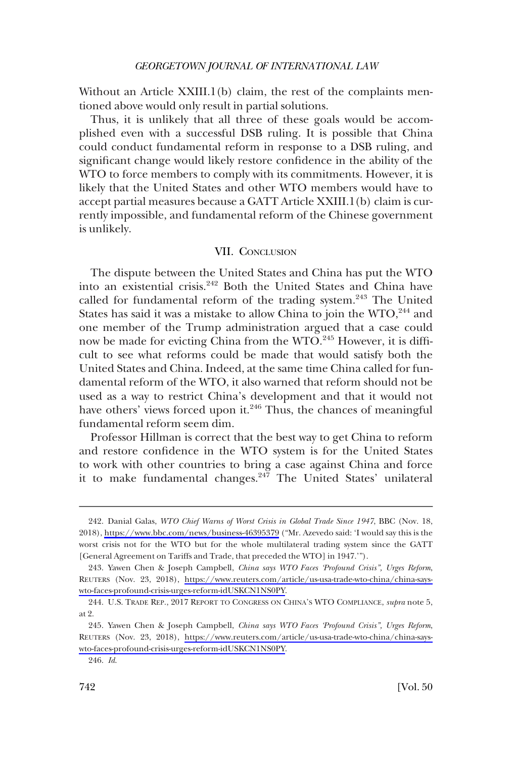Without an Article XXIII.1(b) claim, the rest of the complaints mentioned above would only result in partial solutions.

Thus, it is unlikely that all three of these goals would be accomplished even with a successful DSB ruling. It is possible that China could conduct fundamental reform in response to a DSB ruling, and significant change would likely restore confidence in the ability of the WTO to force members to comply with its commitments. However, it is likely that the United States and other WTO members would have to accept partial measures because a GATT Article XXIII.1(b) claim is currently impossible, and fundamental reform of the Chinese government is unlikely.

## VII. Conclusion

The dispute between the United States and China has put the WTO into an existential crisis.[242] Both the United States and China have called for fundamental reform of the trading system.[243] The United States has said it was a mistake to allow China to join the WTO,[244] and one member of the Trump administration argued that a case could now be made for evicting China from the WTO.[245] However, it is difficult to see what reforms could be made that would satisfy both the United States and China. Indeed, at the same time China called for fundamental reform of the WTO, it also warned that reform should not be used as a way to restrict China's development and that it would not have others' views forced upon it.[246] Thus, the chances of meaningful fundamental reform seem dim.

Professor Hillman is correct that the best way to get China to reform and restore confidence in the WTO system is for the United States to work with other countries to bring a case against China and force it to make fundamental changes.[247] The United States' unilateral

---

242. Danial Galas, *WTO Chief Warns of Worst Crisis in Global Trade Since 1947*, BBC (Nov. 18, 2018), https://www.bbc.com/news/business-46395379 ("Mr. Azevedo said: 'I would say this is the worst crisis not for the WTO but for the whole multilateral trading system since the GATT [General Agreement on Tariffs and Trade, that preceded the WTO] in 1947.'").

243. Yawen Chen & Joseph Campbell, *China says WTO Faces 'Profound Crisis", Urges Reform*, REUTERS (Nov. 23, 2018), https://www.reuters.com/article/us-usa-trade-wto-china/china-says-wto-faces-profound-crisis-urges-reform-idUSKCN1NS0PY.

244. U.S. TRADE REP., 2017 REPORT TO CONGRESS ON CHINA'S WTO COMPLIANCE, *supra* note 5, at 2.

245. Yawen Chen & Joseph Campbell, *China says WTO Faces 'Profound Crisis", Urges Reform*, REUTERS (Nov. 23, 2018), https://www.reuters.com/article/us-usa-trade-wto-china/china-says-wto-faces-profound-crisis-urges-reform-idUSKCN1NS0PY.

246. *Id*.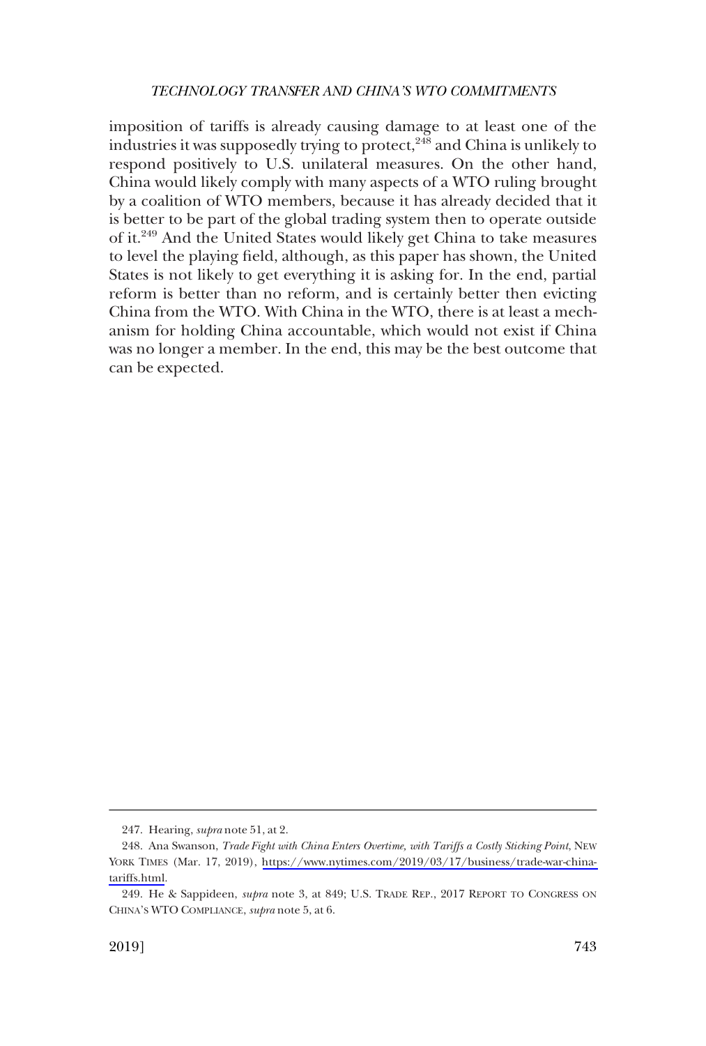imposition of tariffs is already causing damage to at least one of the industries it was supposedly trying to protect,[248] and China is unlikely to respond positively to U.S. unilateral measures. On the other hand, China would likely comply with many aspects of a WTO ruling brought by a coalition of WTO members, because it has already decided that it is better to be part of the global trading system then to operate outside of it.[249] And the United States would likely get China to take measures to level the playing field, although, as this paper has shown, the United States is not likely to get everything it is asking for. In the end, partial reform is better than no reform, and is certainly better then evicting China from the WTO. With China in the WTO, there is at least a mechanism for holding China accountable, which would not exist if China was no longer a member. In the end, this may be the best outcome that can be expected.

---

247. Hearing, *supra* note 51, at 2.

248. Ana Swanson, *Trade Fight with China Enters Overtime, with Tariffs a Costly Sticking Point*, NEW YORK TIMES (Mar. 17, 2019), https://www.nytimes.com/2019/03/17/business/trade-war-china-tariffs.html.

249. He & Sappideen, *supra* note 3, at 849; U.S. TRADE REP., 2017 REPORT TO CONGRESS ON CHINA'S WTO COMPLIANCE, *supra* note 5, at 6.